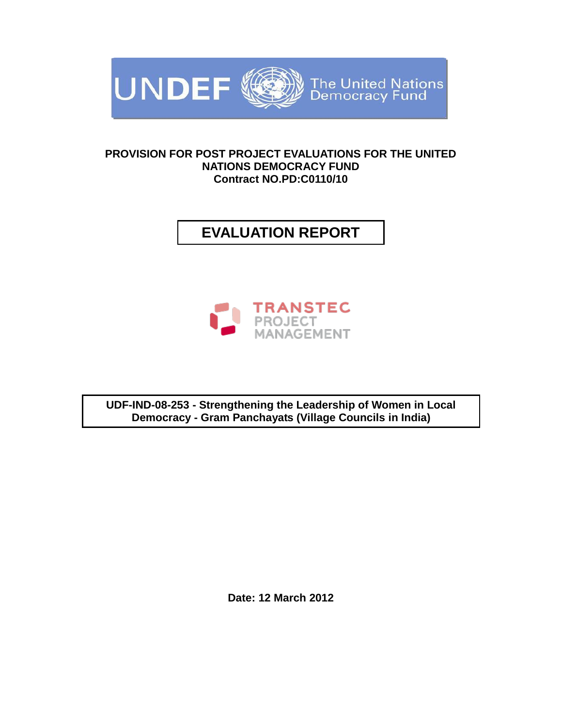UNDEF The United Nations Democracy Fund

**PROVISION FOR POST PROJECT EVALUATIONS FOR THE UNITED NATIONS DEMOCRACY FUND**
**Contract NO.PD:C0110/10**

# EVALUATION REPORT

TRANSTEC PROJECT MANAGEMENT

**UDF-IND-08-253 - Strengthening the Leadership of Women in Local Democracy - Gram Panchayats (Village Councils in India)**

**Date: 12 March 2012**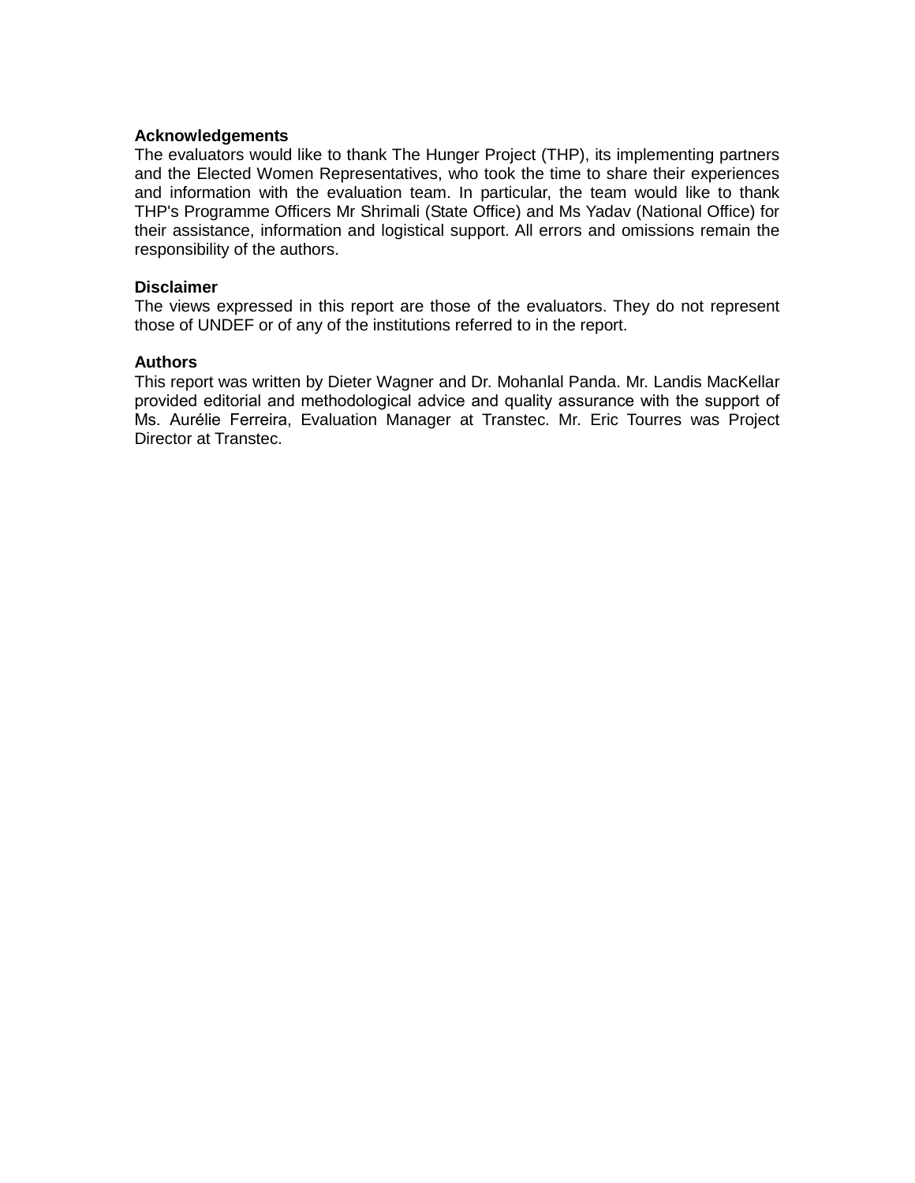**Acknowledgements**

The evaluators would like to thank The Hunger Project (THP), its implementing partners and the Elected Women Representatives, who took the time to share their experiences and information with the evaluation team. In particular, the team would like to thank THP's Programme Officers Mr Shrimali (State Office) and Ms Yadav (National Office) for their assistance, information and logistical support. All errors and omissions remain the responsibility of the authors.

**Disclaimer**

The views expressed in this report are those of the evaluators. They do not represent those of UNDEF or of any of the institutions referred to in the report.

**Authors**

This report was written by Dieter Wagner and Dr. Mohanlal Panda. Mr. Landis MacKellar provided editorial and methodological advice and quality assurance with the support of Ms. Aurélie Ferreira, Evaluation Manager at Transtec. Mr. Eric Tourres was Project Director at Transtec.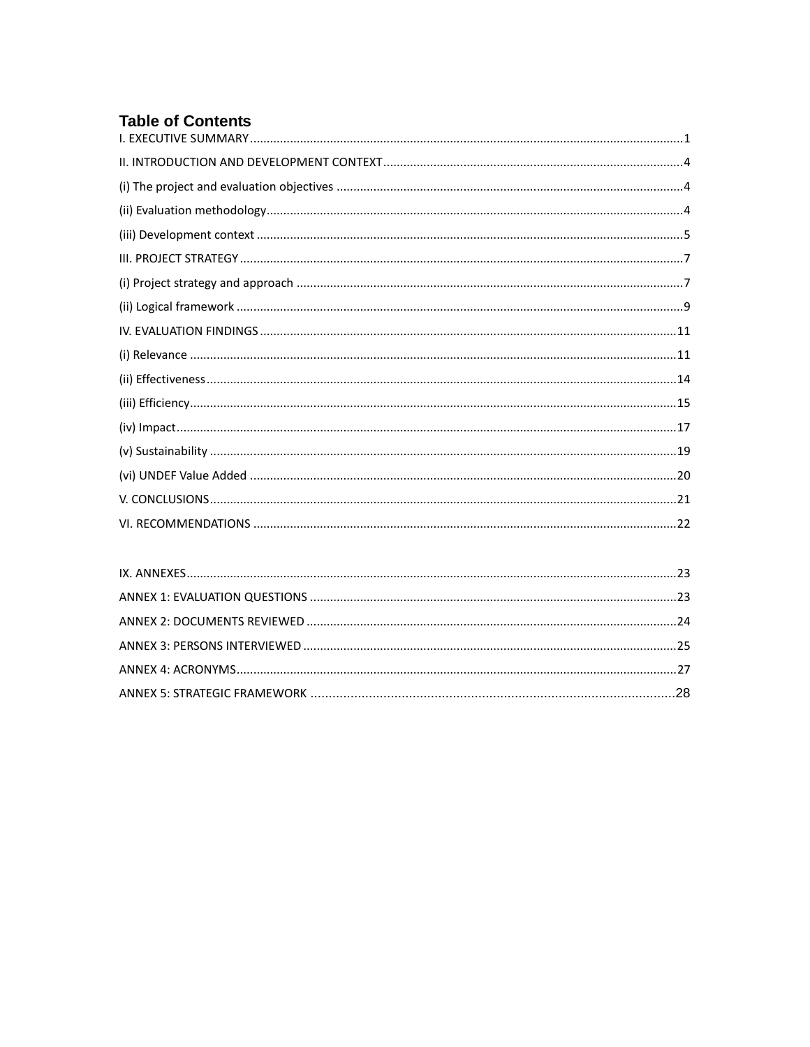# Table of Contents

I. EXECUTIVE SUMMARY ..... 1

II. INTRODUCTION AND DEVELOPMENT CONTEXT ..... 4

(i) The project and evaluation objectives ..... 4

(ii) Evaluation methodology ..... 4

(iii) Development context ..... 5

III. PROJECT STRATEGY ..... 7

(i) Project strategy and approach ..... 7

(ii) Logical framework ..... 9

IV. EVALUATION FINDINGS ..... 11

(i) Relevance ..... 11

(ii) Effectiveness ..... 14

(iii) Efficiency ..... 15

(iv) Impact ..... 17

(v) Sustainability ..... 19

(vi) UNDEF Value Added ..... 20

V. CONCLUSIONS ..... 21

VI. RECOMMENDATIONS ..... 22

IX. ANNEXES ..... 23

ANNEX 1: EVALUATION QUESTIONS ..... 23

ANNEX 2: DOCUMENTS REVIEWED ..... 24

ANNEX 3: PERSONS INTERVIEWED ..... 25

ANNEX 4: ACRONYMS ..... 27

ANNEX 5: STRATEGIC FRAMEWORK ..... 28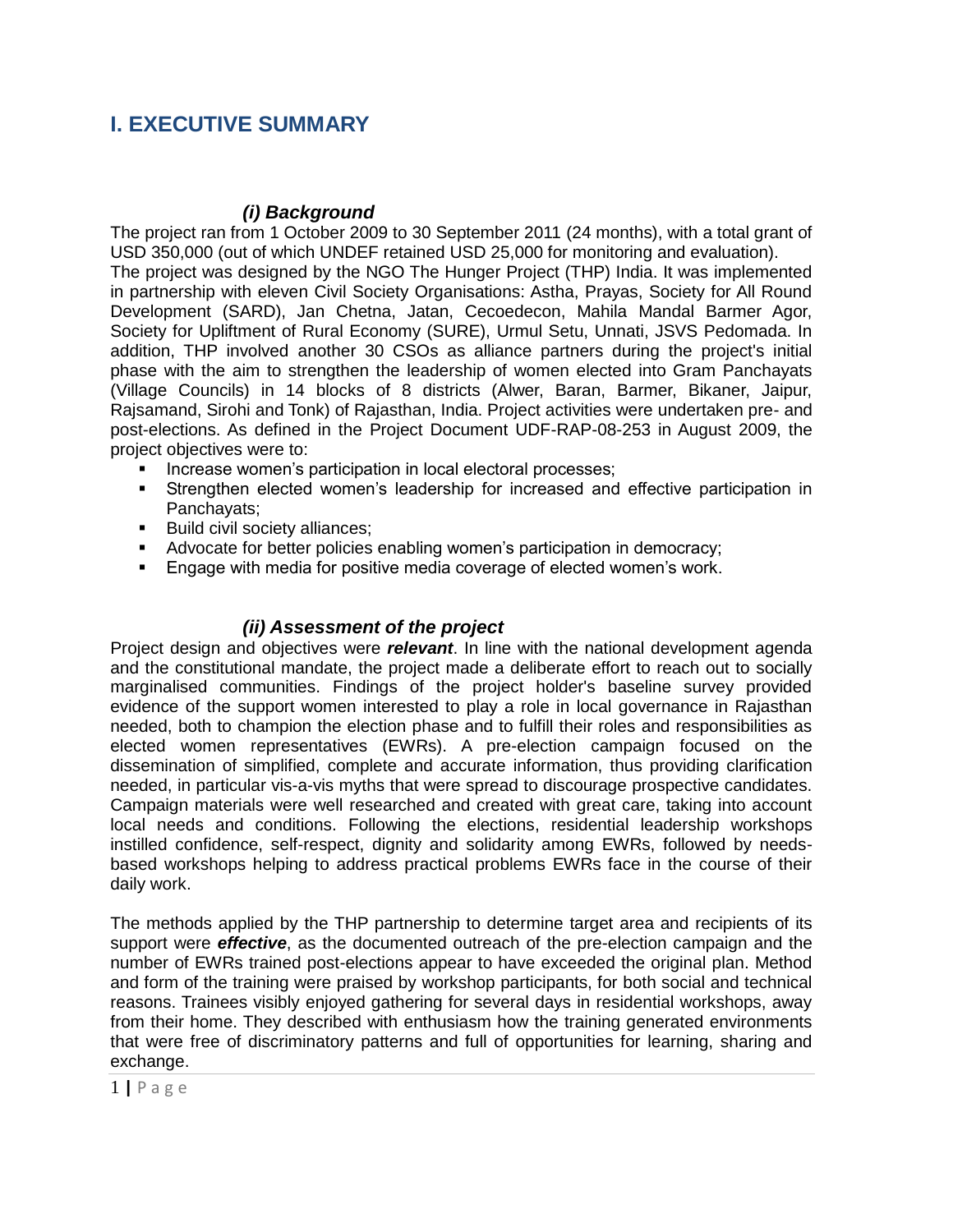# I. EXECUTIVE SUMMARY

### *(i) Background*

The project ran from 1 October 2009 to 30 September 2011 (24 months), with a total grant of USD 350,000 (out of which UNDEF retained USD 25,000 for monitoring and evaluation).

The project was designed by the NGO The Hunger Project (THP) India. It was implemented in partnership with eleven Civil Society Organisations: Astha, Prayas, Society for All Round Development (SARD), Jan Chetna, Jatan, Cecoedecon, Mahila Mandal Barmer Agor, Society for Upliftment of Rural Economy (SURE), Urmul Setu, Unnati, JSVS Pedomada. In addition, THP involved another 30 CSOs as alliance partners during the project's initial phase with the aim to strengthen the leadership of women elected into Gram Panchayats (Village Councils) in 14 blocks of 8 districts (Alwer, Baran, Barmer, Bikaner, Jaipur, Rajsamand, Sirohi and Tonk) of Rajasthan, India. Project activities were undertaken pre- and post-elections. As defined in the Project Document UDF-RAP-08-253 in August 2009, the project objectives were to:

- Increase women's participation in local electoral processes;
- Strengthen elected women's leadership for increased and effective participation in Panchayats;
- Build civil society alliances;
- Advocate for better policies enabling women's participation in democracy;
- Engage with media for positive media coverage of elected women's work.

### *(ii) Assessment of the project*

Project design and objectives were ***relevant***. In line with the national development agenda and the constitutional mandate, the project made a deliberate effort to reach out to socially marginalised communities. Findings of the project holder's baseline survey provided evidence of the support women interested to play a role in local governance in Rajasthan needed, both to champion the election phase and to fulfill their roles and responsibilities as elected women representatives (EWRs). A pre-election campaign focused on the dissemination of simplified, complete and accurate information, thus providing clarification needed, in particular vis-a-vis myths that were spread to discourage prospective candidates. Campaign materials were well researched and created with great care, taking into account local needs and conditions. Following the elections, residential leadership workshops instilled confidence, self-respect, dignity and solidarity among EWRs, followed by needs-based workshops helping to address practical problems EWRs face in the course of their daily work.

The methods applied by the THP partnership to determine target area and recipients of its support were ***effective***, as the documented outreach of the pre-election campaign and the number of EWRs trained post-elections appear to have exceeded the original plan. Method and form of the training were praised by workshop participants, for both social and technical reasons. Trainees visibly enjoyed gathering for several days in residential workshops, away from their home. They described with enthusiasm how the training generated environments that were free of discriminatory patterns and full of opportunities for learning, sharing and exchange.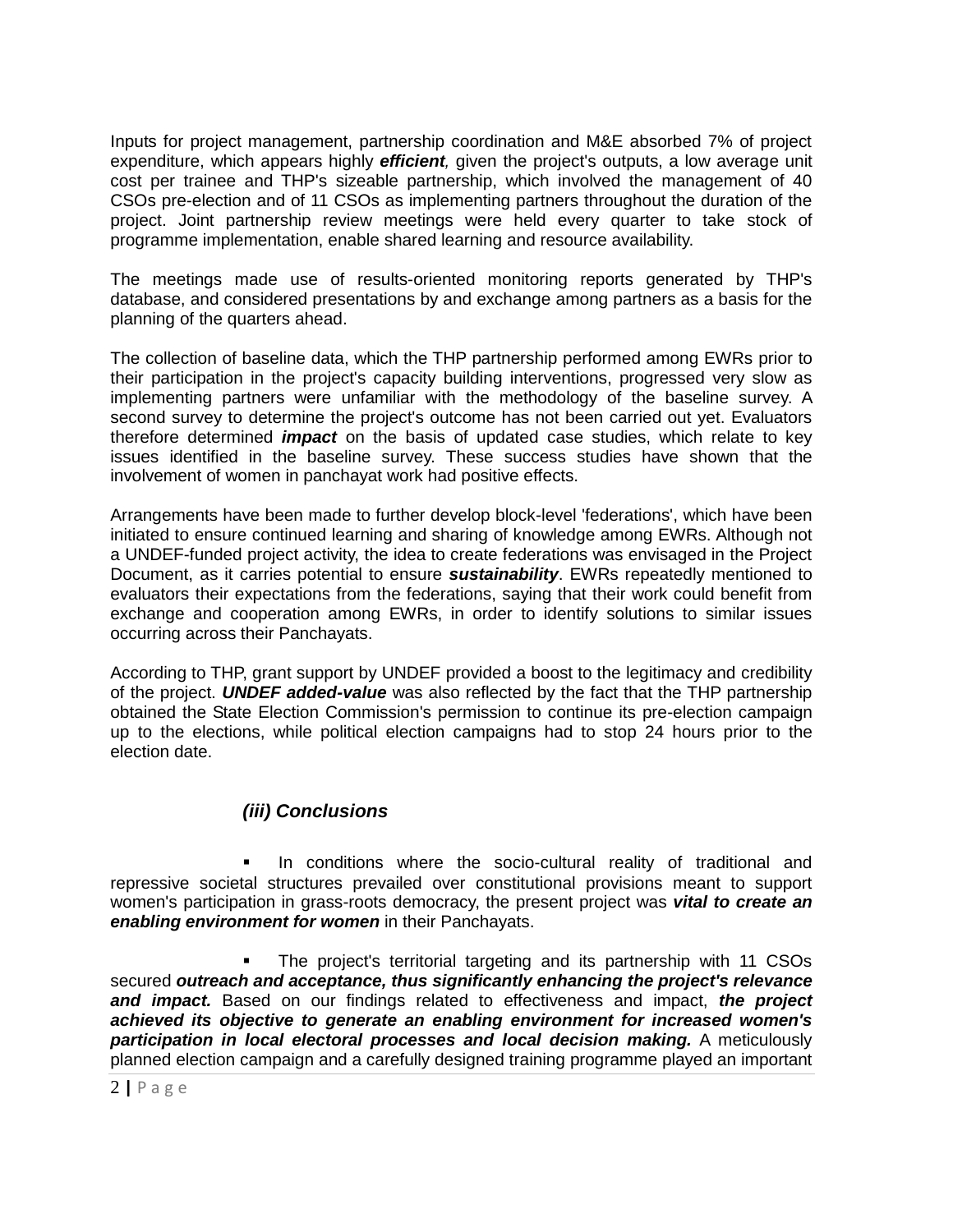Inputs for project management, partnership coordination and M&E absorbed 7% of project expenditure, which appears highly ***efficient***, given the project's outputs, a low average unit cost per trainee and THP's sizeable partnership, which involved the management of 40 CSOs pre-election and of 11 CSOs as implementing partners throughout the duration of the project. Joint partnership review meetings were held every quarter to take stock of programme implementation, enable shared learning and resource availability.

The meetings made use of results-oriented monitoring reports generated by THP's database, and considered presentations by and exchange among partners as a basis for the planning of the quarters ahead.

The collection of baseline data, which the THP partnership performed among EWRs prior to their participation in the project's capacity building interventions, progressed very slow as implementing partners were unfamiliar with the methodology of the baseline survey. A second survey to determine the project's outcome has not been carried out yet. Evaluators therefore determined ***impact*** on the basis of updated case studies, which relate to key issues identified in the baseline survey. These success studies have shown that the involvement of women in panchayat work had positive effects.

Arrangements have been made to further develop block-level 'federations', which have been initiated to ensure continued learning and sharing of knowledge among EWRs. Although not a UNDEF-funded project activity, the idea to create federations was envisaged in the Project Document, as it carries potential to ensure ***sustainability***. EWRs repeatedly mentioned to evaluators their expectations from the federations, saying that their work could benefit from exchange and cooperation among EWRs, in order to identify solutions to similar issues occurring across their Panchayats.

According to THP, grant support by UNDEF provided a boost to the legitimacy and credibility of the project. ***UNDEF added-value*** was also reflected by the fact that the THP partnership obtained the State Election Commission's permission to continue its pre-election campaign up to the elections, while political election campaigns had to stop 24 hours prior to the election date.

### *(iii) Conclusions*

- In conditions where the socio-cultural reality of traditional and repressive societal structures prevailed over constitutional provisions meant to support women's participation in grass-roots democracy, the present project was ***vital to create an enabling environment for women*** in their Panchayats.

- The project's territorial targeting and its partnership with 11 CSOs secured ***outreach and acceptance, thus significantly enhancing the project's relevance and impact.*** Based on our findings related to effectiveness and impact, ***the project achieved its objective to generate an enabling environment for increased women's participation in local electoral processes and local decision making.*** A meticulously planned election campaign and a carefully designed training programme played an important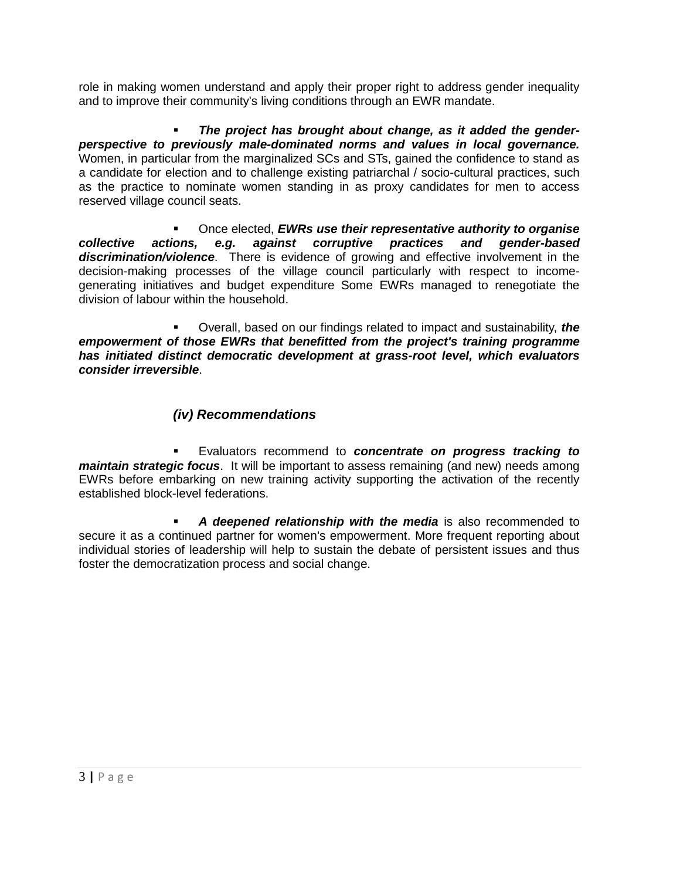role in making women understand and apply their proper right to address gender inequality and to improve their community's living conditions through an EWR mandate.

- ***The project has brought about change, as it added the gender-perspective to previously male-dominated norms and values in local governance.*** Women, in particular from the marginalized SCs and STs, gained the confidence to stand as a candidate for election and to challenge existing patriarchal / socio-cultural practices, such as the practice to nominate women standing in as proxy candidates for men to access reserved village council seats.

- Once elected, ***EWRs use their representative authority to organise collective actions, e.g. against corruptive practices and gender-based discrimination/violence***. There is evidence of growing and effective involvement in the decision-making processes of the village council particularly with respect to income-generating initiatives and budget expenditure Some EWRs managed to renegotiate the division of labour within the household.

- Overall, based on our findings related to impact and sustainability, ***the empowerment of those EWRs that benefitted from the project's training programme has initiated distinct democratic development at grass-root level, which evaluators consider irreversible***.

### *(iv) Recommendations*

- Evaluators recommend to ***concentrate on progress tracking to maintain strategic focus***. It will be important to assess remaining (and new) needs among EWRs before embarking on new training activity supporting the activation of the recently established block-level federations.

- ***A deepened relationship with the media*** is also recommended to secure it as a continued partner for women's empowerment. More frequent reporting about individual stories of leadership will help to sustain the debate of persistent issues and thus foster the democratization process and social change.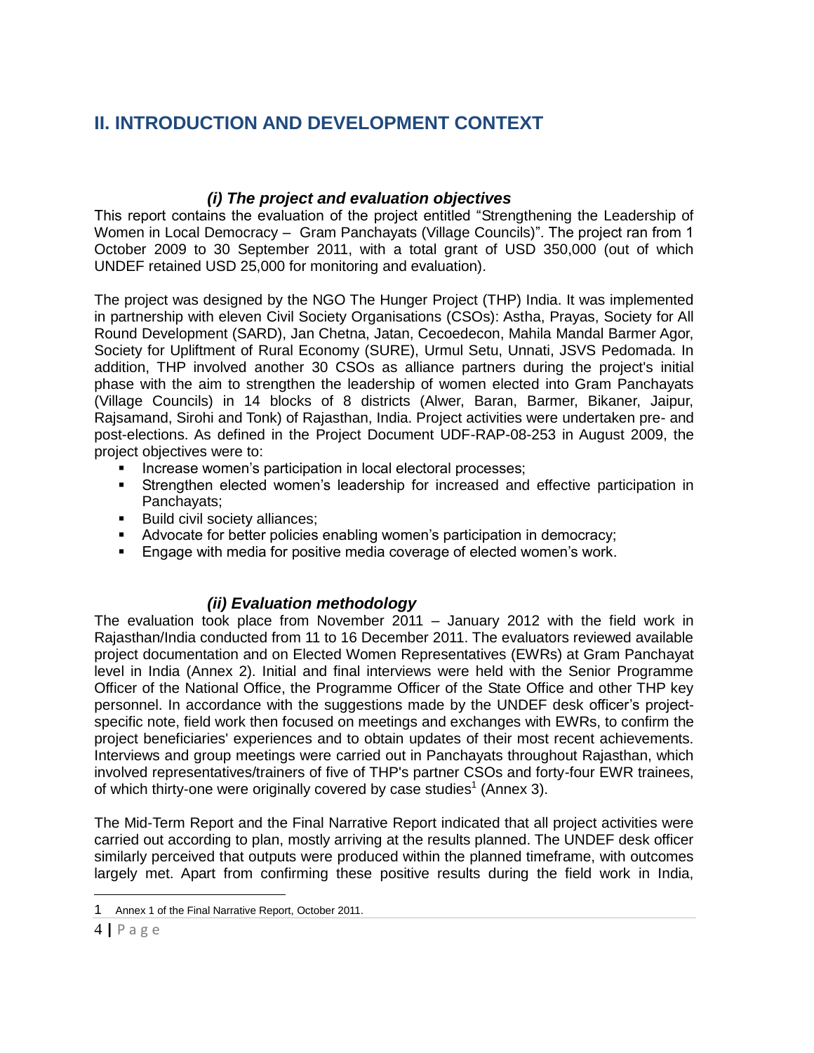## II. INTRODUCTION AND DEVELOPMENT CONTEXT

### *(i) The project and evaluation objectives*

This report contains the evaluation of the project entitled "Strengthening the Leadership of Women in Local Democracy – Gram Panchayats (Village Councils)". The project ran from 1 October 2009 to 30 September 2011, with a total grant of USD 350,000 (out of which UNDEF retained USD 25,000 for monitoring and evaluation).

The project was designed by the NGO The Hunger Project (THP) India. It was implemented in partnership with eleven Civil Society Organisations (CSOs): Astha, Prayas, Society for All Round Development (SARD), Jan Chetna, Jatan, Cecoedecon, Mahila Mandal Barmer Agor, Society for Upliftment of Rural Economy (SURE), Urmul Setu, Unnati, JSVS Pedomada. In addition, THP involved another 30 CSOs as alliance partners during the project's initial phase with the aim to strengthen the leadership of women elected into Gram Panchayats (Village Councils) in 14 blocks of 8 districts (Alwer, Baran, Barmer, Bikaner, Jaipur, Rajsamand, Sirohi and Tonk) of Rajasthan, India. Project activities were undertaken pre- and post-elections. As defined in the Project Document UDF-RAP-08-253 in August 2009, the project objectives were to:

- Increase women's participation in local electoral processes;
- Strengthen elected women's leadership for increased and effective participation in Panchayats;
- Build civil society alliances;
- Advocate for better policies enabling women's participation in democracy;
- Engage with media for positive media coverage of elected women's work.

### *(ii) Evaluation methodology*

The evaluation took place from November 2011 – January 2012 with the field work in Rajasthan/India conducted from 11 to 16 December 2011. The evaluators reviewed available project documentation and on Elected Women Representatives (EWRs) at Gram Panchayat level in India (Annex 2). Initial and final interviews were held with the Senior Programme Officer of the National Office, the Programme Officer of the State Office and other THP key personnel. In accordance with the suggestions made by the UNDEF desk officer's project-specific note, field work then focused on meetings and exchanges with EWRs, to confirm the project beneficiaries' experiences and to obtain updates of their most recent achievements. Interviews and group meetings were carried out in Panchayats throughout Rajasthan, which involved representatives/trainers of five of THP's partner CSOs and forty-four EWR trainees, of which thirty-one were originally covered by case studies[1] (Annex 3).

The Mid-Term Report and the Final Narrative Report indicated that all project activities were carried out according to plan, mostly arriving at the results planned. The UNDEF desk officer similarly perceived that outputs were produced within the planned timeframe, with outcomes largely met. Apart from confirming these positive results during the field work in India,

---

[1] Annex 1 of the Final Narrative Report, October 2011.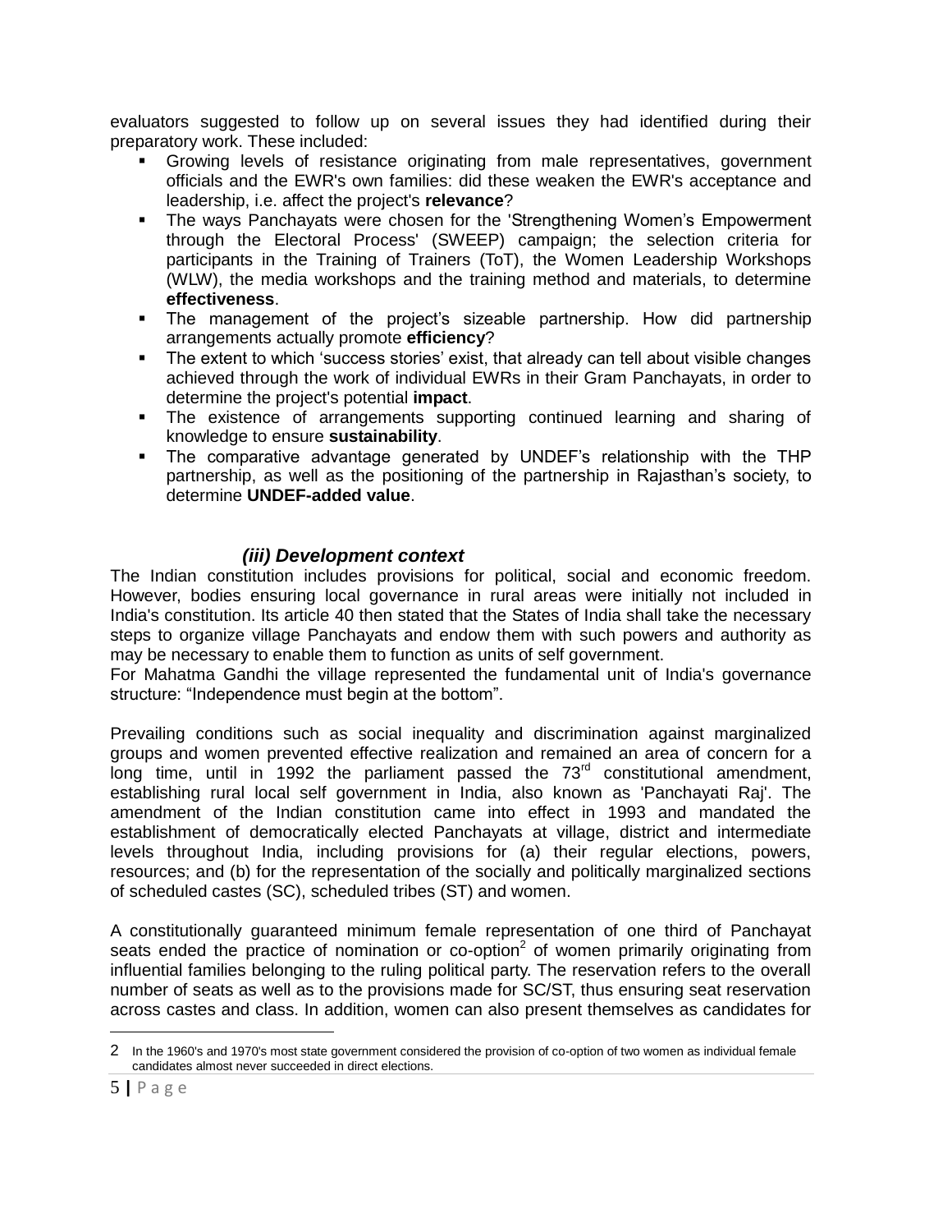evaluators suggested to follow up on several issues they had identified during their preparatory work. These included:

- Growing levels of resistance originating from male representatives, government officials and the EWR's own families: did these weaken the EWR's acceptance and leadership, i.e. affect the project's **relevance**?
- The ways Panchayats were chosen for the 'Strengthening Women's Empowerment through the Electoral Process' (SWEEP) campaign; the selection criteria for participants in the Training of Trainers (ToT), the Women Leadership Workshops (WLW), the media workshops and the training method and materials, to determine **effectiveness**.
- The management of the project's sizeable partnership. How did partnership arrangements actually promote **efficiency**?
- The extent to which 'success stories' exist, that already can tell about visible changes achieved through the work of individual EWRs in their Gram Panchayats, in order to determine the project's potential **impact**.
- The existence of arrangements supporting continued learning and sharing of knowledge to ensure **sustainability**.
- The comparative advantage generated by UNDEF's relationship with the THP partnership, as well as the positioning of the partnership in Rajasthan's society, to determine **UNDEF-added value**.

### *(iii) Development context*

The Indian constitution includes provisions for political, social and economic freedom. However, bodies ensuring local governance in rural areas were initially not included in India's constitution. Its article 40 then stated that the States of India shall take the necessary steps to organize village Panchayats and endow them with such powers and authority as may be necessary to enable them to function as units of self government.
For Mahatma Gandhi the village represented the fundamental unit of India's governance structure: "Independence must begin at the bottom".

Prevailing conditions such as social inequality and discrimination against marginalized groups and women prevented effective realization and remained an area of concern for a long time, until in 1992 the parliament passed the 73rd constitutional amendment, establishing rural local self government in India, also known as 'Panchayati Raj'. The amendment of the Indian constitution came into effect in 1993 and mandated the establishment of democratically elected Panchayats at village, district and intermediate levels throughout India, including provisions for (a) their regular elections, powers, resources; and (b) for the representation of the socially and politically marginalized sections of scheduled castes (SC), scheduled tribes (ST) and women.

A constitutionally guaranteed minimum female representation of one third of Panchayat seats ended the practice of nomination or co-option[2] of women primarily originating from influential families belonging to the ruling political party. The reservation refers to the overall number of seats as well as to the provisions made for SC/ST, thus ensuring seat reservation across castes and class. In addition, women can also present themselves as candidates for

[2] In the 1960's and 1970's most state government considered the provision of co-option of two women as individual female candidates almost never succeeded in direct elections.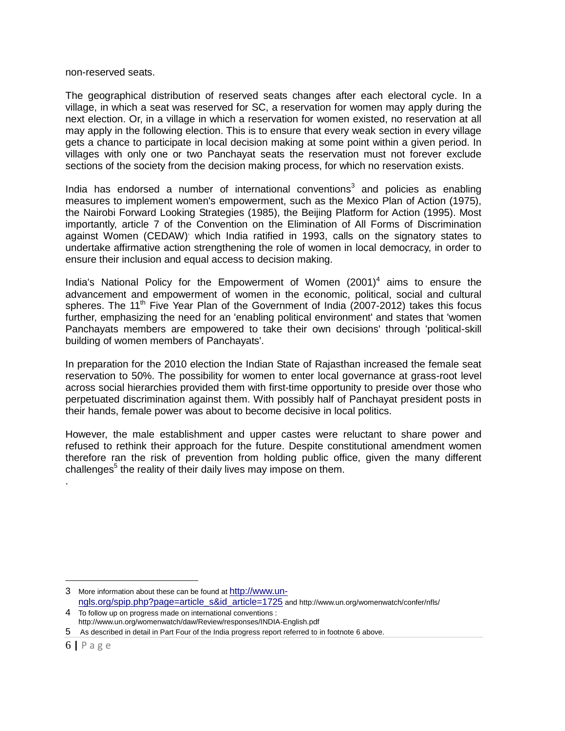non-reserved seats.

The geographical distribution of reserved seats changes after each electoral cycle. In a village, in which a seat was reserved for SC, a reservation for women may apply during the next election. Or, in a village in which a reservation for women existed, no reservation at all may apply in the following election. This is to ensure that every weak section in every village gets a chance to participate in local decision making at some point within a given period. In villages with only one or two Panchayat seats the reservation must not forever exclude sections of the society from the decision making process, for which no reservation exists.

India has endorsed a number of international conventions[3] and policies as enabling measures to implement women's empowerment, such as the Mexico Plan of Action (1975), the Nairobi Forward Looking Strategies (1985), the Beijing Platform for Action (1995). Most importantly, article 7 of the Convention on the Elimination of All Forms of Discrimination against Women (CEDAW) which India ratified in 1993, calls on the signatory states to undertake affirmative action strengthening the role of women in local democracy, in order to ensure their inclusion and equal access to decision making.

India's National Policy for the Empowerment of Women (2001)[4] aims to ensure the advancement and empowerment of women in the economic, political, social and cultural spheres. The 11th Five Year Plan of the Government of India (2007-2012) takes this focus further, emphasizing the need for an 'enabling political environment' and states that 'women Panchayats members are empowered to take their own decisions' through 'political-skill building of women members of Panchayats'.

In preparation for the 2010 election the Indian State of Rajasthan increased the female seat reservation to 50%. The possibility for women to enter local governance at grass-root level across social hierarchies provided them with first-time opportunity to preside over those who perpetuated discrimination against them. With possibly half of Panchayat president posts in their hands, female power was about to become decisive in local politics.

However, the male establishment and upper castes were reluctant to share power and refused to rethink their approach for the future. Despite constitutional amendment women therefore ran the risk of prevention from holding public office, given the many different challenges[5] the reality of their daily lives may impose on them.

.

---

3 More information about these can be found at http://www.un-ngls.org/spip.php?page=article_s&id_article=1725 and http://www.un.org/womenwatch/confer/nfls/

4 To follow up on progress made on international conventions : http://www.un.org/womenwatch/daw/Review/responses/INDIA-English.pdf

5 As described in detail in Part Four of the India progress report referred to in footnote 6 above.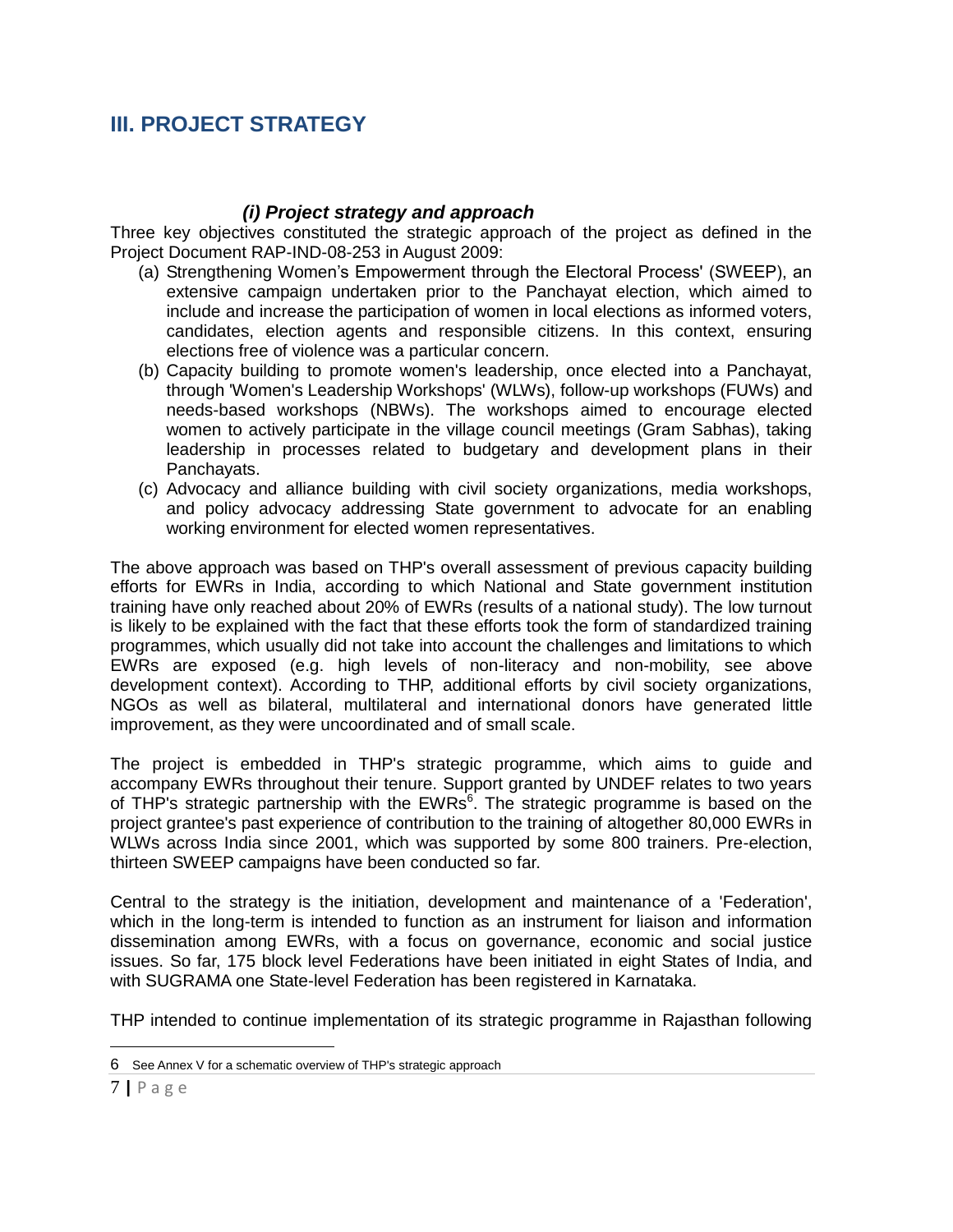## III. PROJECT STRATEGY

### *(i) Project strategy and approach*

Three key objectives constituted the strategic approach of the project as defined in the Project Document RAP-IND-08-253 in August 2009:

(a) Strengthening Women's Empowerment through the Electoral Process' (SWEEP), an extensive campaign undertaken prior to the Panchayat election, which aimed to include and increase the participation of women in local elections as informed voters, candidates, election agents and responsible citizens. In this context, ensuring elections free of violence was a particular concern.

(b) Capacity building to promote women's leadership, once elected into a Panchayat, through 'Women's Leadership Workshops' (WLWs), follow-up workshops (FUWs) and needs-based workshops (NBWs). The workshops aimed to encourage elected women to actively participate in the village council meetings (Gram Sabhas), taking leadership in processes related to budgetary and development plans in their Panchayats.

(c) Advocacy and alliance building with civil society organizations, media workshops, and policy advocacy addressing State government to advocate for an enabling working environment for elected women representatives.

The above approach was based on THP's overall assessment of previous capacity building efforts for EWRs in India, according to which National and State government institution training have only reached about 20% of EWRs (results of a national study). The low turnout is likely to be explained with the fact that these efforts took the form of standardized training programmes, which usually did not take into account the challenges and limitations to which EWRs are exposed (e.g. high levels of non-literacy and non-mobility, see above development context). According to THP, additional efforts by civil society organizations, NGOs as well as bilateral, multilateral and international donors have generated little improvement, as they were uncoordinated and of small scale.

The project is embedded in THP's strategic programme, which aims to guide and accompany EWRs throughout their tenure. Support granted by UNDEF relates to two years of THP's strategic partnership with the EWRs[6]. The strategic programme is based on the project grantee's past experience of contribution to the training of altogether 80,000 EWRs in WLWs across India since 2001, which was supported by some 800 trainers. Pre-election, thirteen SWEEP campaigns have been conducted so far.

Central to the strategy is the initiation, development and maintenance of a 'Federation', which in the long-term is intended to function as an instrument for liaison and information dissemination among EWRs, with a focus on governance, economic and social justice issues. So far, 175 block level Federations have been initiated in eight States of India, and with SUGRAMA one State-level Federation has been registered in Karnataka.

THP intended to continue implementation of its strategic programme in Rajasthan following

---

6 See Annex V for a schematic overview of THP's strategic approach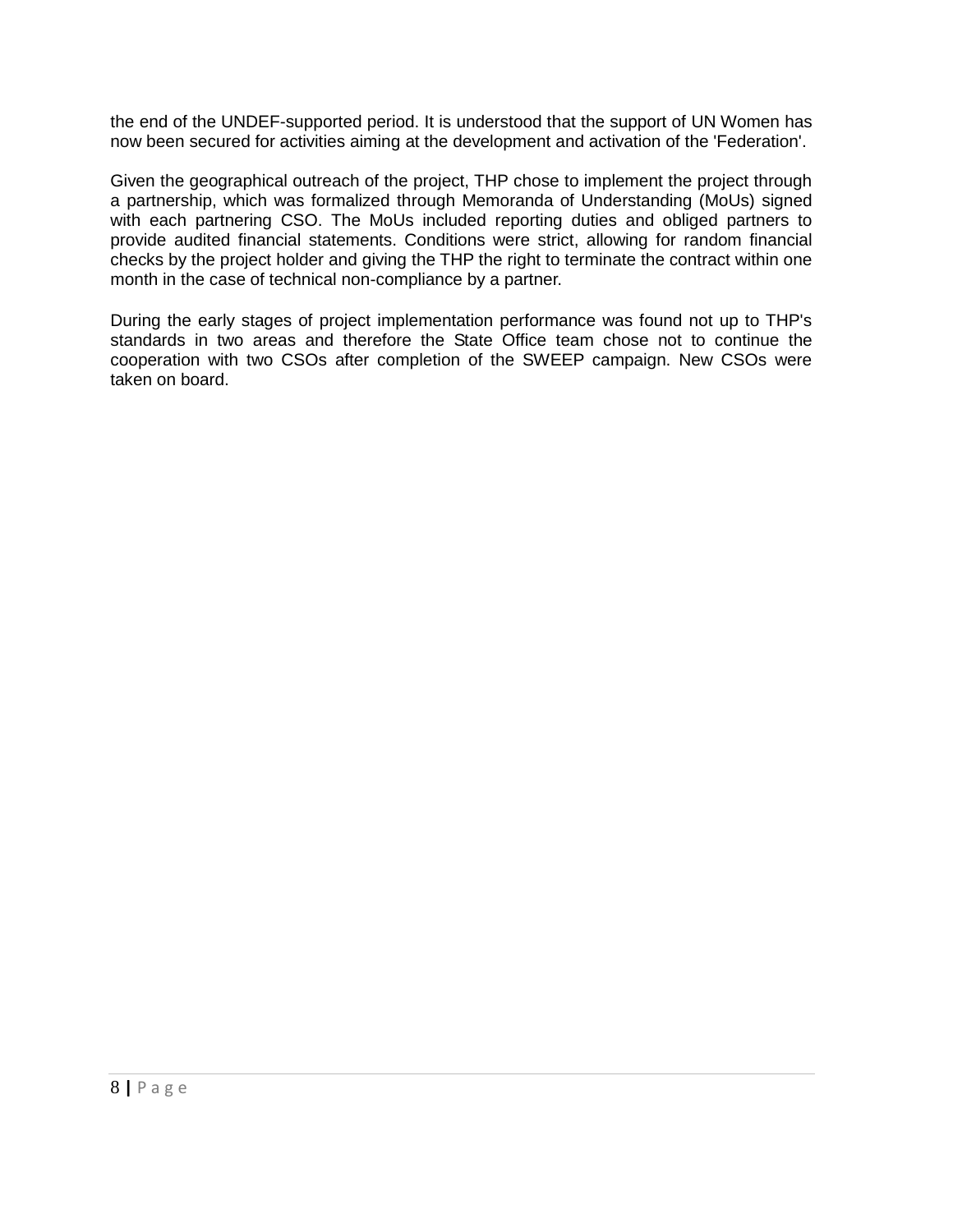the end of the UNDEF-supported period. It is understood that the support of UN Women has now been secured for activities aiming at the development and activation of the 'Federation'.

Given the geographical outreach of the project, THP chose to implement the project through a partnership, which was formalized through Memoranda of Understanding (MoUs) signed with each partnering CSO. The MoUs included reporting duties and obliged partners to provide audited financial statements. Conditions were strict, allowing for random financial checks by the project holder and giving the THP the right to terminate the contract within one month in the case of technical non-compliance by a partner.

During the early stages of project implementation performance was found not up to THP's standards in two areas and therefore the State Office team chose not to continue the cooperation with two CSOs after completion of the SWEEP campaign. New CSOs were taken on board.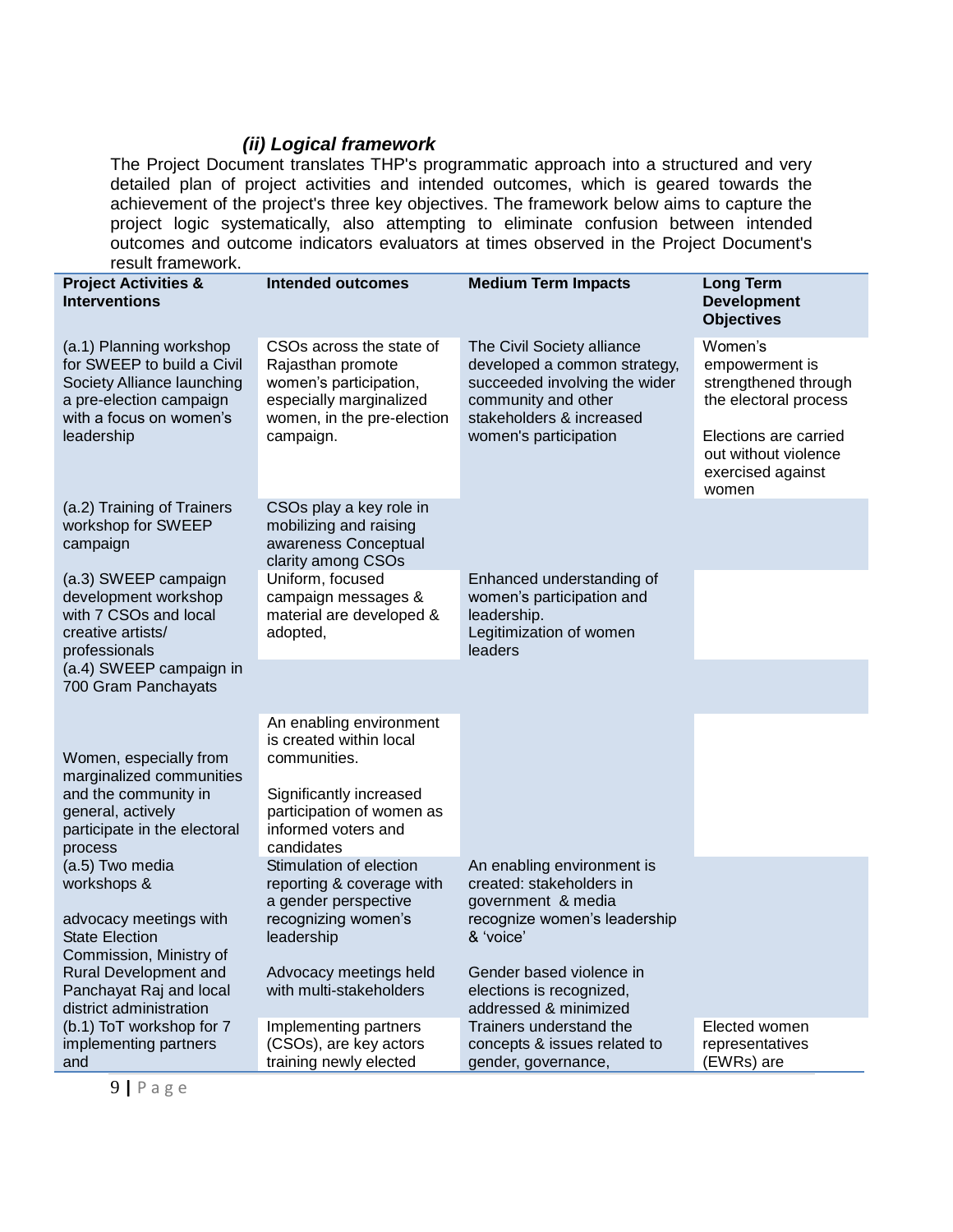### *(ii) Logical framework*

The Project Document translates THP's programmatic approach into a structured and very detailed plan of project activities and intended outcomes, which is geared towards the achievement of the project's three key objectives. The framework below aims to capture the project logic systematically, also attempting to eliminate confusion between intended outcomes and outcome indicators evaluators at times observed in the Project Document's result framework.

| Project Activities & Interventions | Intended outcomes | Medium Term Impacts | Long Term Development Objectives |
|---|---|---|---|
| (a.1) Planning workshop for SWEEP to build a Civil Society Alliance launching a pre-election campaign with a focus on women's leadership | CSOs across the state of Rajasthan promote women's participation, especially marginalized women, in the pre-election campaign. | The Civil Society alliance developed a common strategy, succeeded involving the wider community and other stakeholders & increased women's participation | Women's empowerment is strengthened through the electoral process<br><br>Elections are carried out without violence exercised against women |
| (a.2) Training of Trainers workshop for SWEEP campaign | CSOs play a key role in mobilizing and raising awareness Conceptual clarity among CSOs | | |
| (a.3) SWEEP campaign development workshop with 7 CSOs and local creative artists/ professionals | Uniform, focused campaign messages & material are developed & adopted, | Enhanced understanding of women's participation and leadership.<br>Legitimization of women leaders | |
| (a.4) SWEEP campaign in 700 Gram Panchayats | | | |
| Women, especially from marginalized communities and the community in general, actively participate in the electoral process | An enabling environment is created within local communities.<br><br>Significantly increased participation of women as informed voters and candidates | | |
| (a.5) Two media workshops &<br><br>advocacy meetings with State Election Commission, Ministry of Rural Development and Panchayat Raj and local district administration | Stimulation of election reporting & coverage with a gender perspective recognizing women's leadership<br><br>Advocacy meetings held with multi-stakeholders | An enabling environment is created: stakeholders in government & media recognize women's leadership & 'voice'<br><br>Gender based violence in elections is recognized, addressed & minimized | |
| (b.1) ToT workshop for 7 implementing partners and | Implementing partners (CSOs), are key actors training newly elected | Trainers understand the concepts & issues related to gender, governance, | Elected women representatives (EWRs) are |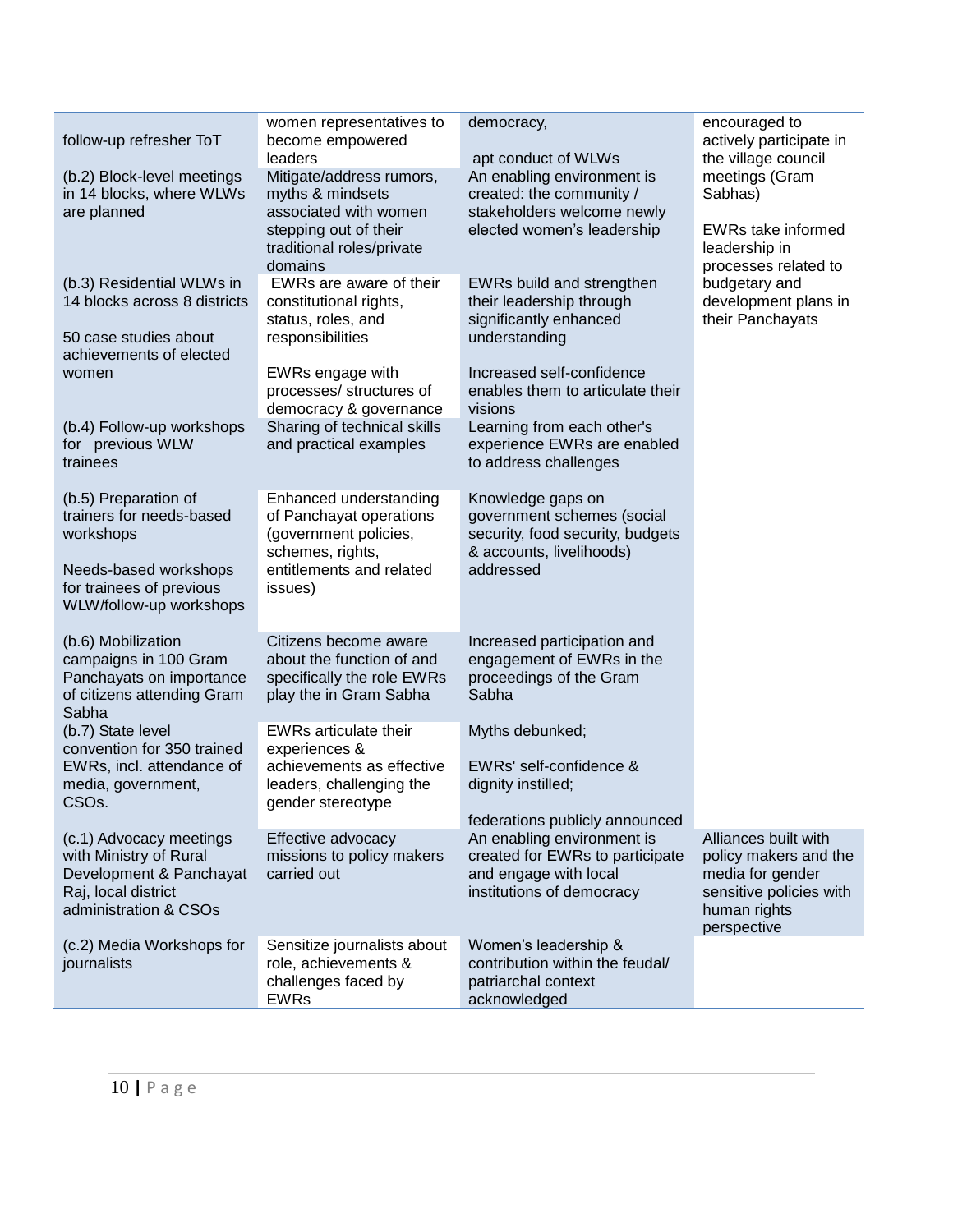| | | | |
|---|---|---|---|
| follow-up refresher ToT | women representatives to become empowered leaders | democracy,<br><br>apt conduct of WLWs | encouraged to actively participate in the village council meetings (Gram Sabhas)<br><br>EWRs take informed leadership in processes related to budgetary and development plans in their Panchayats |
| (b.2) Block-level meetings in 14 blocks, where WLWs are planned | Mitigate/address rumors, myths & mindsets associated with women stepping out of their traditional roles/private domains | An enabling environment is created: the community / stakeholders welcome newly elected women's leadership | |
| (b.3) Residential WLWs in 14 blocks across 8 districts<br><br>50 case studies about achievements of elected women | EWRs are aware of their constitutional rights, status, roles, and responsibilities<br><br>EWRs engage with processes/ structures of democracy & governance | EWRs build and strengthen their leadership through significantly enhanced understanding<br><br>Increased self-confidence enables them to articulate their visions | |
| (b.4) Follow-up workshops for previous WLW trainees | Sharing of technical skills and practical examples | Learning from each other's experience EWRs are enabled to address challenges | |
| (b.5) Preparation of trainers for needs-based workshops<br><br>Needs-based workshops for trainees of previous WLW/follow-up workshops | Enhanced understanding of Panchayat operations (government policies, schemes, rights, entitlements and related issues) | Knowledge gaps on government schemes (social security, food security, budgets & accounts, livelihoods) addressed | |
| (b.6) Mobilization campaigns in 100 Gram Panchayats on importance of citizens attending Gram Sabha | Citizens become aware about the function of and specifically the role EWRs play the in Gram Sabha | Increased participation and engagement of EWRs in the proceedings of the Gram Sabha | |
| (b.7) State level convention for 350 trained EWRs, incl. attendance of media, government, CSOs. | EWRs articulate their experiences & achievements as effective leaders, challenging the gender stereotype | Myths debunked;<br><br>EWRs' self-confidence & dignity instilled;<br><br>federations publicly announced | |
| (c.1) Advocacy meetings with Ministry of Rural Development & Panchayat Raj, local district administration & CSOs | Effective advocacy missions to policy makers carried out | An enabling environment is created for EWRs to participate and engage with local institutions of democracy | Alliances built with policy makers and the media for gender sensitive policies with human rights perspective |
| (c.2) Media Workshops for journalists | Sensitize journalists about role, achievements & challenges faced by EWRs | Women's leadership & contribution within the feudal/ patriarchal context acknowledged | |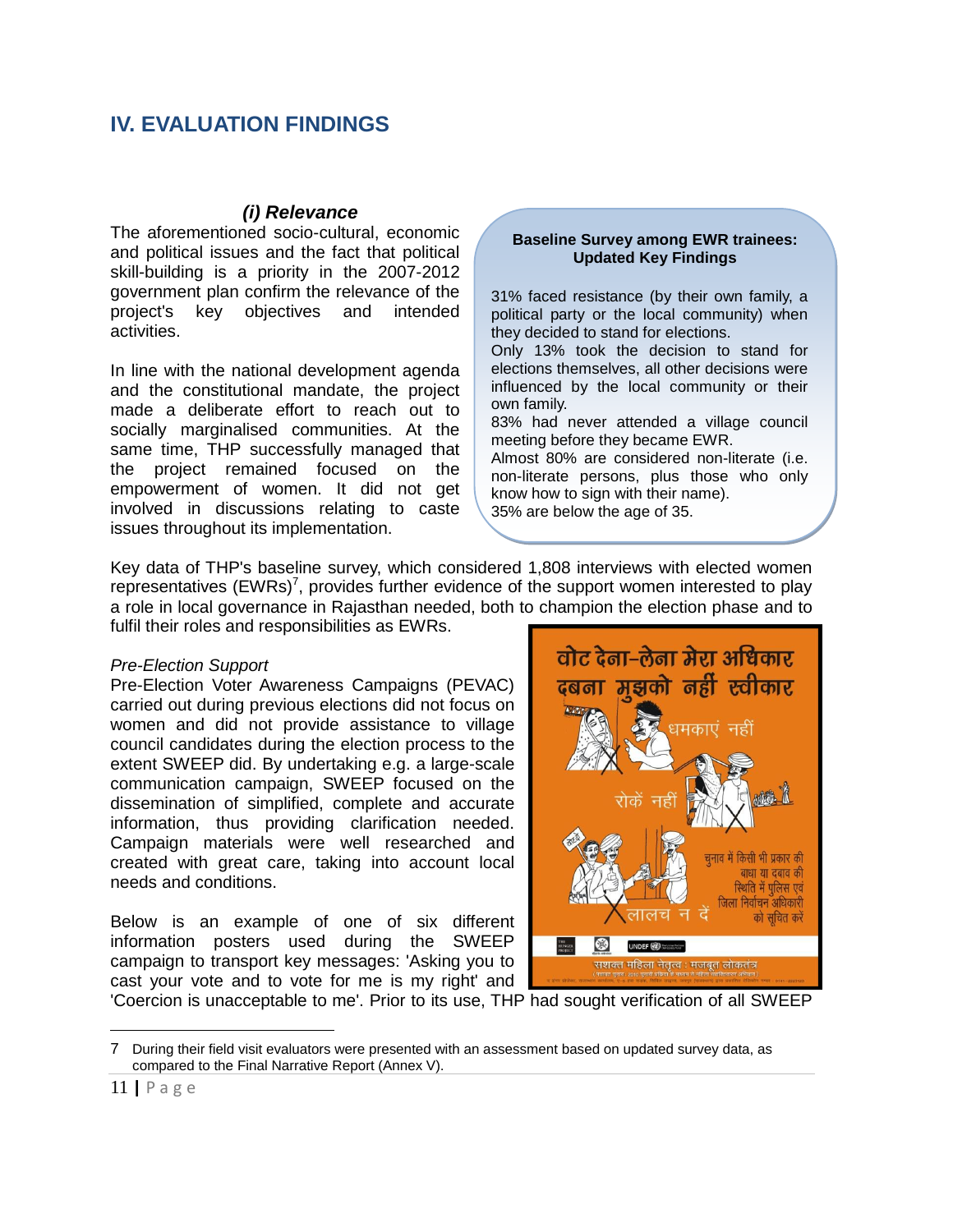# IV. EVALUATION FINDINGS

### *(i) Relevance*

The aforementioned socio-cultural, economic and political issues and the fact that political skill-building is a priority in the 2007-2012 government plan confirm the relevance of the project's key objectives and intended activities.

In line with the national development agenda and the constitutional mandate, the project made a deliberate effort to reach out to socially marginalised communities. At the same time, THP successfully managed that the project remained focused on the empowerment of women. It did not get involved in discussions relating to caste issues throughout its implementation.

> **Baseline Survey among EWR trainees: Updated Key Findings**
>
> 31% faced resistance (by their own family, a political party or the local community) when they decided to stand for elections.
> Only 13% took the decision to stand for elections themselves, all other decisions were influenced by the local community or their own family.
> 83% had never attended a village council meeting before they became EWR.
> Almost 80% are considered non-literate (i.e. non-literate persons, plus those who only know how to sign with their name).
> 35% are below the age of 35.

Key data of THP's baseline survey, which considered 1,808 interviews with elected women representatives (EWRs)[7], provides further evidence of the support women interested to play a role in local governance in Rajasthan needed, both to champion the election phase and to fulfil their roles and responsibilities as EWRs.

*Pre-Election Support*

Pre-Election Voter Awareness Campaigns (PEVAC) carried out during previous elections did not focus on women and did not provide assistance to village council candidates during the election process to the extent SWEEP did. By undertaking e.g. a large-scale communication campaign, SWEEP focused on the dissemination of simplified, complete and accurate information, thus providing clarification needed. Campaign materials were well researched and created with great care, taking into account local needs and conditions.

Below is an example of one of six different information posters used during the SWEEP campaign to transport key messages: 'Asking you to cast your vote and to vote for me is my right' and 'Coercion is unacceptable to me'. Prior to its use, THP had sought verification of all SWEEP

---

7 During their field visit evaluators were presented with an assessment based on updated survey data, as compared to the Final Narrative Report (Annex V).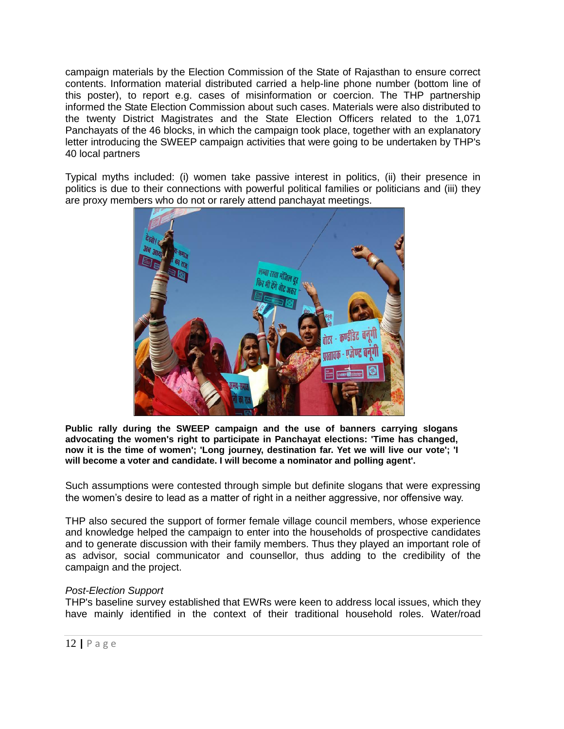campaign materials by the Election Commission of the State of Rajasthan to ensure correct contents. Information material distributed carried a help-line phone number (bottom line of this poster), to report e.g. cases of misinformation or coercion. The THP partnership informed the State Election Commission about such cases. Materials were also distributed to the twenty District Magistrates and the State Election Officers related to the 1,071 Panchayats of the 46 blocks, in which the campaign took place, together with an explanatory letter introducing the SWEEP campaign activities that were going to be undertaken by THP's 40 local partners

Typical myths included: (i) women take passive interest in politics, (ii) their presence in politics is due to their connections with powerful political families or politicians and (iii) they are proxy members who do not or rarely attend panchayat meetings.

**Public rally during the SWEEP campaign and the use of banners carrying slogans advocating the women's right to participate in Panchayat elections: 'Time has changed, now it is the time of women'; 'Long journey, destination far. Yet we will live our vote'; 'I will become a voter and candidate. I will become a nominator and polling agent'.**

Such assumptions were contested through simple but definite slogans that were expressing the women's desire to lead as a matter of right in a neither aggressive, nor offensive way.

THP also secured the support of former female village council members, whose experience and knowledge helped the campaign to enter into the households of prospective candidates and to generate discussion with their family members. Thus they played an important role of as advisor, social communicator and counsellor, thus adding to the credibility of the campaign and the project.

*Post-Election Support*

THP's baseline survey established that EWRs were keen to address local issues, which they have mainly identified in the context of their traditional household roles. Water/road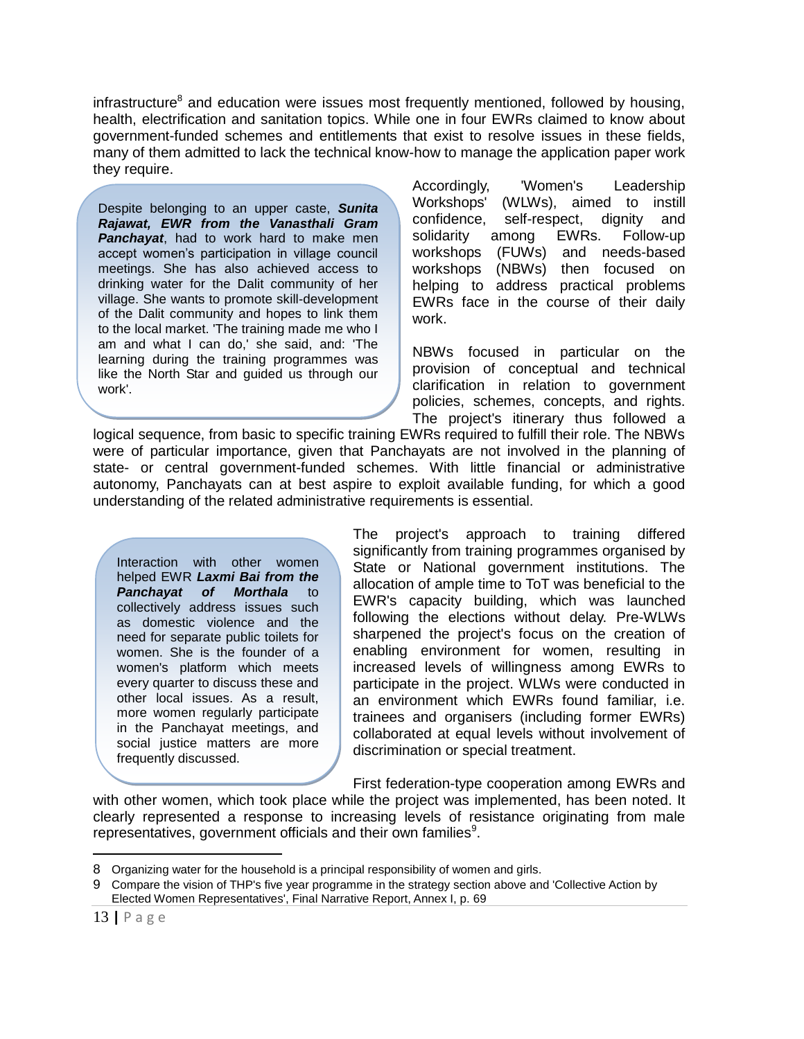infrastructure[8] and education were issues most frequently mentioned, followed by housing, health, electrification and sanitation topics. While one in four EWRs claimed to know about government-funded schemes and entitlements that exist to resolve issues in these fields, many of them admitted to lack the technical know-how to manage the application paper work they require.

> Despite belonging to an upper caste, ***Sunita Rajawat, EWR from the Vanasthali Gram Panchayat***, had to work hard to make men accept women's participation in village council meetings. She has also achieved access to drinking water for the Dalit community of her village. She wants to promote skill-development of the Dalit community and hopes to link them to the local market. 'The training made me who I am and what I can do,' she said, and: 'The learning during the training programmes was like the North Star and guided us through our work'.

Accordingly, 'Women's Leadership Workshops' (WLWs), aimed to instill confidence, self-respect, dignity and solidarity among EWRs. Follow-up workshops (FUWs) and needs-based workshops (NBWs) then focused on helping to address practical problems EWRs face in the course of their daily work.

NBWs focused in particular on the provision of conceptual and technical clarification in relation to government policies, schemes, concepts, and rights. The project's itinerary thus followed a logical sequence, from basic to specific training EWRs required to fulfill their role. The NBWs were of particular importance, given that Panchayats are not involved in the planning of state- or central government-funded schemes. With little financial or administrative autonomy, Panchayats can at best aspire to exploit available funding, for which a good understanding of the related administrative requirements is essential.

> Interaction with other women helped EWR ***Laxmi Bai from the Panchayat of Morthala*** to collectively address issues such as domestic violence and the need for separate public toilets for women. She is the founder of a women's platform which meets every quarter to discuss these and other local issues. As a result, more women regularly participate in the Panchayat meetings, and social justice matters are more frequently discussed.

The project's approach to training differed significantly from training programmes organised by State or National government institutions. The allocation of ample time to ToT was beneficial to the EWR's capacity building, which was launched following the elections without delay. Pre-WLWs sharpened the project's focus on the creation of enabling environment for women, resulting in increased levels of willingness among EWRs to participate in the project. WLWs were conducted in an environment which EWRs found familiar, i.e. trainees and organisers (including former EWRs) collaborated at equal levels without involvement of discrimination or special treatment.

First federation-type cooperation among EWRs and with other women, which took place while the project was implemented, has been noted. It clearly represented a response to increasing levels of resistance originating from male representatives, government officials and their own families[9].

---

8 Organizing water for the household is a principal responsibility of women and girls.

9 Compare the vision of THP's five year programme in the strategy section above and 'Collective Action by Elected Women Representatives', Final Narrative Report, Annex I, p. 69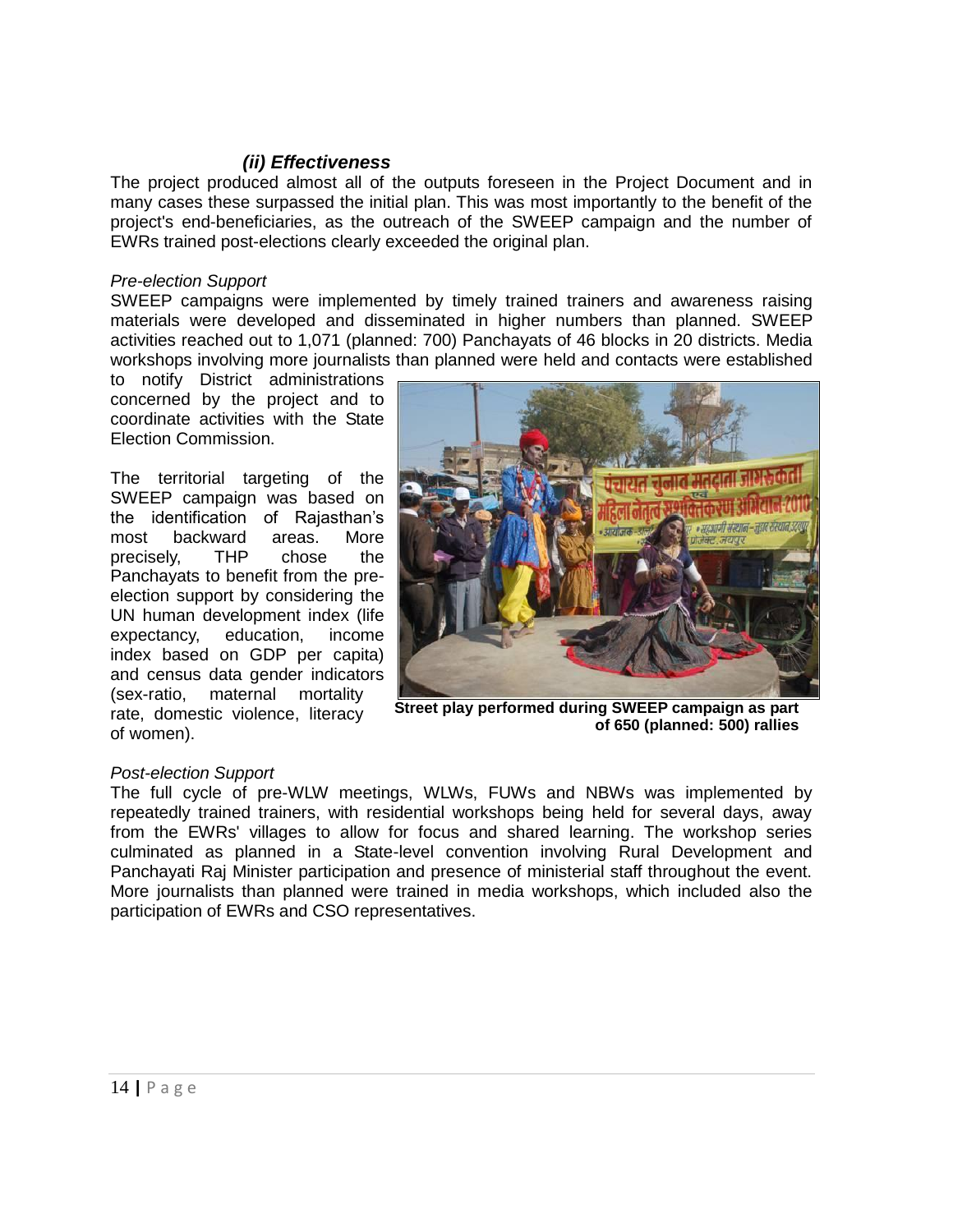### *(ii) Effectiveness*

The project produced almost all of the outputs foreseen in the Project Document and in many cases these surpassed the initial plan. This was most importantly to the benefit of the project's end-beneficiaries, as the outreach of the SWEEP campaign and the number of EWRs trained post-elections clearly exceeded the original plan.

*Pre-election Support*

SWEEP campaigns were implemented by timely trained trainers and awareness raising materials were developed and disseminated in higher numbers than planned. SWEEP activities reached out to 1,071 (planned: 700) Panchayats of 46 blocks in 20 districts. Media workshops involving more journalists than planned were held and contacts were established to notify District administrations concerned by the project and to coordinate activities with the State Election Commission.

The territorial targeting of the SWEEP campaign was based on the identification of Rajasthan's most backward areas. More precisely, THP chose the Panchayats to benefit from the pre-election support by considering the UN human development index (life expectancy, education, income index based on GDP per capita) and census data gender indicators (sex-ratio, maternal mortality rate, domestic violence, literacy of women).

**Street play performed during SWEEP campaign as part of 650 (planned: 500) rallies**

*Post-election Support*

The full cycle of pre-WLW meetings, WLWs, FUWs and NBWs was implemented by repeatedly trained trainers, with residential workshops being held for several days, away from the EWRs' villages to allow for focus and shared learning. The workshop series culminated as planned in a State-level convention involving Rural Development and Panchayati Raj Minister participation and presence of ministerial staff throughout the event. More journalists than planned were trained in media workshops, which included also the participation of EWRs and CSO representatives.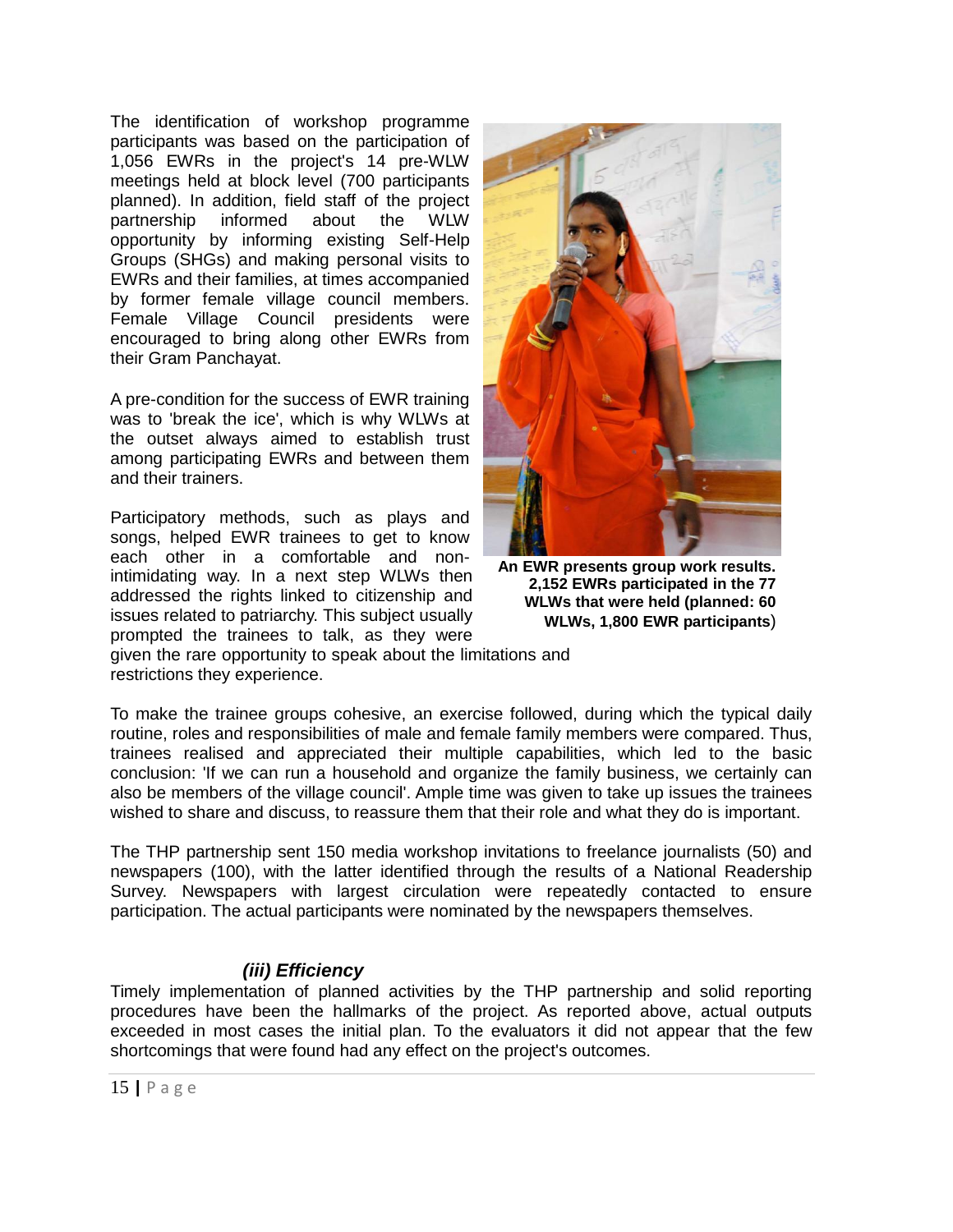The identification of workshop programme participants was based on the participation of 1,056 EWRs in the project's 14 pre-WLW meetings held at block level (700 participants planned). In addition, field staff of the project partnership informed about the WLW opportunity by informing existing Self-Help Groups (SHGs) and making personal visits to EWRs and their families, at times accompanied by former female village council members. Female Village Council presidents were encouraged to bring along other EWRs from their Gram Panchayat.

A pre-condition for the success of EWR training was to 'break the ice', which is why WLWs at the outset always aimed to establish trust among participating EWRs and between them and their trainers.

Participatory methods, such as plays and songs, helped EWR trainees to get to know each other in a comfortable and non-intimidating way. In a next step WLWs then addressed the rights linked to citizenship and issues related to patriarchy. This subject usually prompted the trainees to talk, as they were given the rare opportunity to speak about the limitations and restrictions they experience.

**An EWR presents group work results. 2,152 EWRs participated in the 77 WLWs that were held (planned: 60 WLWs, 1,800 EWR participants**)

To make the trainee groups cohesive, an exercise followed, during which the typical daily routine, roles and responsibilities of male and female family members were compared. Thus, trainees realised and appreciated their multiple capabilities, which led to the basic conclusion: 'If we can run a household and organize the family business, we certainly can also be members of the village council'. Ample time was given to take up issues the trainees wished to share and discuss, to reassure them that their role and what they do is important.

The THP partnership sent 150 media workshop invitations to freelance journalists (50) and newspapers (100), with the latter identified through the results of a National Readership Survey. Newspapers with largest circulation were repeatedly contacted to ensure participation. The actual participants were nominated by the newspapers themselves.

### *(iii) Efficiency*

Timely implementation of planned activities by the THP partnership and solid reporting procedures have been the hallmarks of the project. As reported above, actual outputs exceeded in most cases the initial plan. To the evaluators it did not appear that the few shortcomings that were found had any effect on the project's outcomes.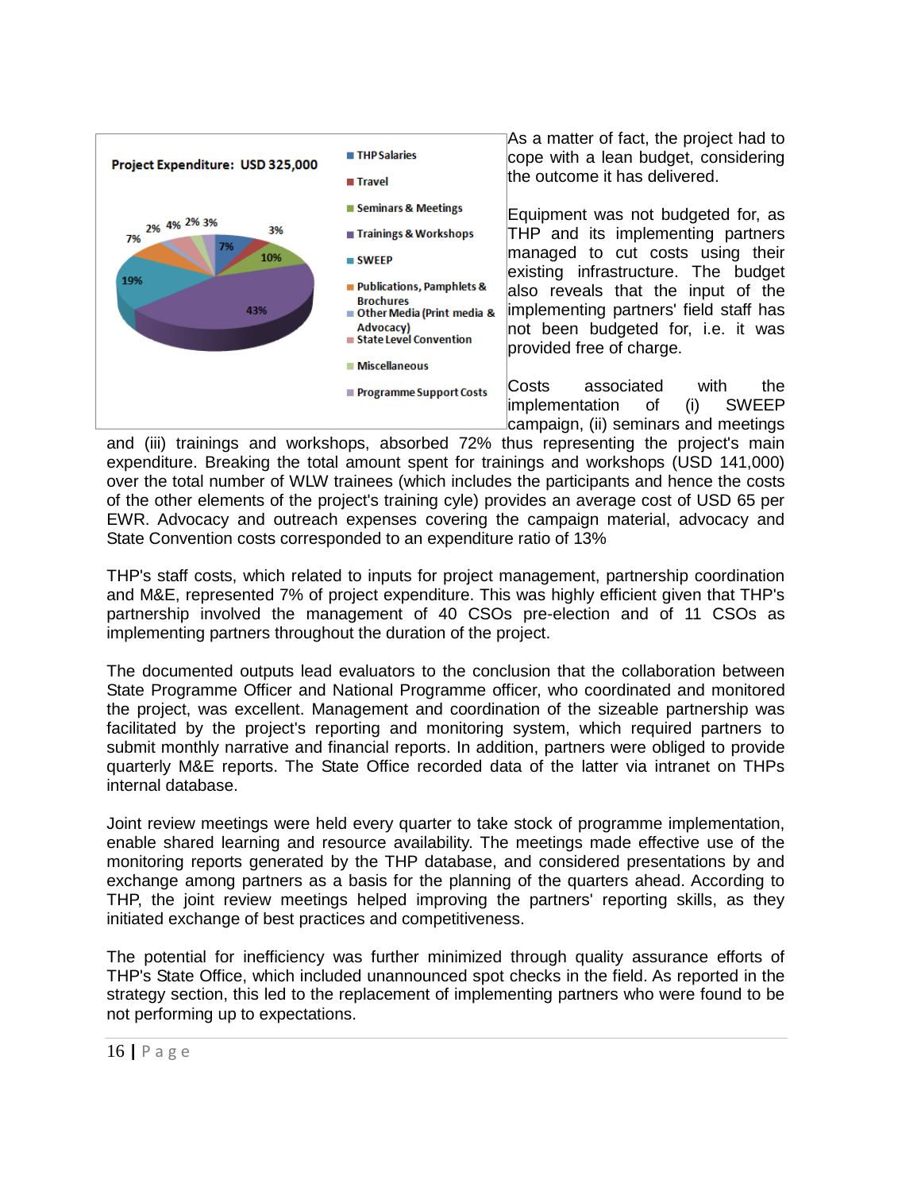**Project Expenditure: USD 325,000**

- THP Salaries — 7%
- Travel — 3%
- Seminars & Meetings — 10%
- Trainings & Workshops — 43%
- SWEEP — 19%
- Publications, Pamphlets & Brochures — 7%
- Other Media (Print media & Advocacy) — 2%
- State Level Convention — 4%
- Miscellaneous — 2%
- Programme Support Costs — 3%

As a matter of fact, the project had to cope with a lean budget, considering the outcome it has delivered.

Equipment was not budgeted for, as THP and its implementing partners managed to cut costs using their existing infrastructure. The budget also reveals that the input of the implementing partners' field staff has not been budgeted for, i.e. it was provided free of charge.

Costs associated with the implementation of (i) SWEEP campaign, (ii) seminars and meetings and (iii) trainings and workshops, absorbed 72% thus representing the project's main expenditure. Breaking the total amount spent for trainings and workshops (USD 141,000) over the total number of WLW trainees (which includes the participants and hence the costs of the other elements of the project's training cyle) provides an average cost of USD 65 per EWR. Advocacy and outreach expenses covering the campaign material, advocacy and State Convention costs corresponded to an expenditure ratio of 13%

THP's staff costs, which related to inputs for project management, partnership coordination and M&E, represented 7% of project expenditure. This was highly efficient given that THP's partnership involved the management of 40 CSOs pre-election and of 11 CSOs as implementing partners throughout the duration of the project.

The documented outputs lead evaluators to the conclusion that the collaboration between State Programme Officer and National Programme officer, who coordinated and monitored the project, was excellent. Management and coordination of the sizeable partnership was facilitated by the project's reporting and monitoring system, which required partners to submit monthly narrative and financial reports. In addition, partners were obliged to provide quarterly M&E reports. The State Office recorded data of the latter via intranet on THPs internal database.

Joint review meetings were held every quarter to take stock of programme implementation, enable shared learning and resource availability. The meetings made effective use of the monitoring reports generated by the THP database, and considered presentations by and exchange among partners as a basis for the planning of the quarters ahead. According to THP, the joint review meetings helped improving the partners' reporting skills, as they initiated exchange of best practices and competitiveness.

The potential for inefficiency was further minimized through quality assurance efforts of THP's State Office, which included unannounced spot checks in the field. As reported in the strategy section, this led to the replacement of implementing partners who were found to be not performing up to expectations.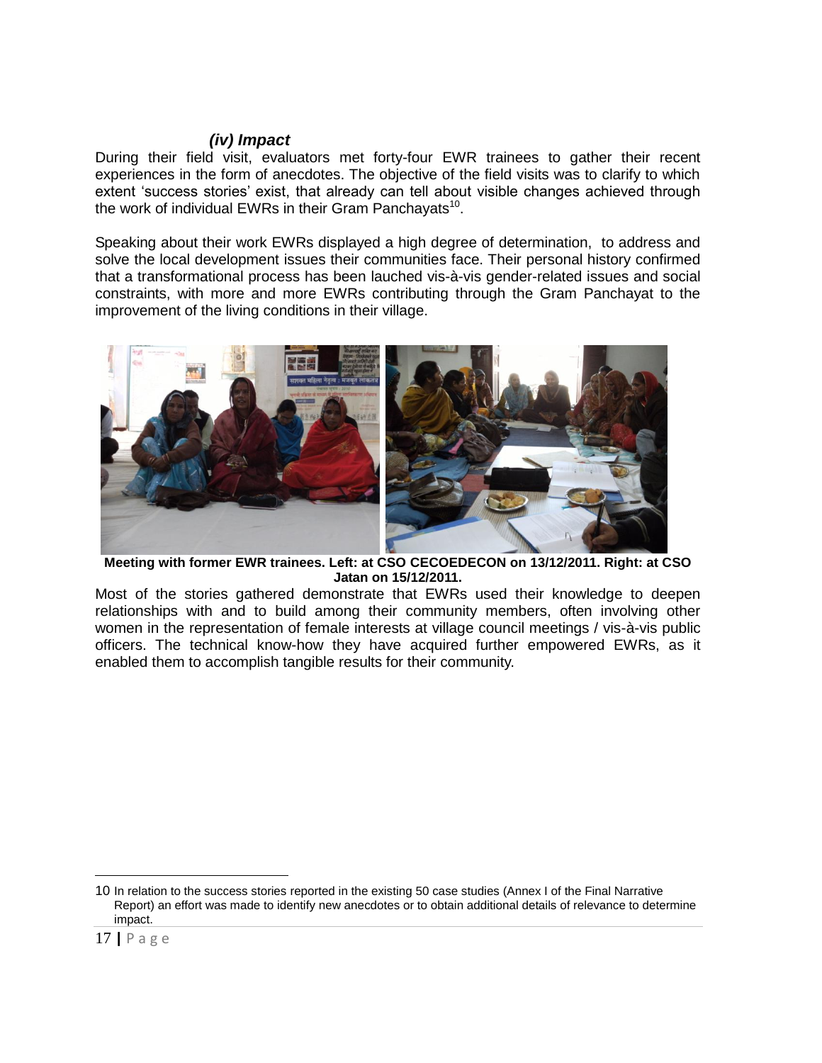### *(iv) Impact*

During their field visit, evaluators met forty-four EWR trainees to gather their recent experiences in the form of anecdotes. The objective of the field visits was to clarify to which extent 'success stories' exist, that already can tell about visible changes achieved through the work of individual EWRs in their Gram Panchayats[10].

Speaking about their work EWRs displayed a high degree of determination, to address and solve the local development issues their communities face. Their personal history confirmed that a transformational process has been lauched vis-à-vis gender-related issues and social constraints, with more and more EWRs contributing through the Gram Panchayat to the improvement of the living conditions in their village.

**Meeting with former EWR trainees. Left: at CSO CECOEDECON on 13/12/2011. Right: at CSO Jatan on 15/12/2011.**

Most of the stories gathered demonstrate that EWRs used their knowledge to deepen relationships with and to build among their community members, often involving other women in the representation of female interests at village council meetings / vis-à-vis public officers. The technical know-how they have acquired further empowered EWRs, as it enabled them to accomplish tangible results for their community.

---

10 In relation to the success stories reported in the existing 50 case studies (Annex I of the Final Narrative Report) an effort was made to identify new anecdotes or to obtain additional details of relevance to determine impact.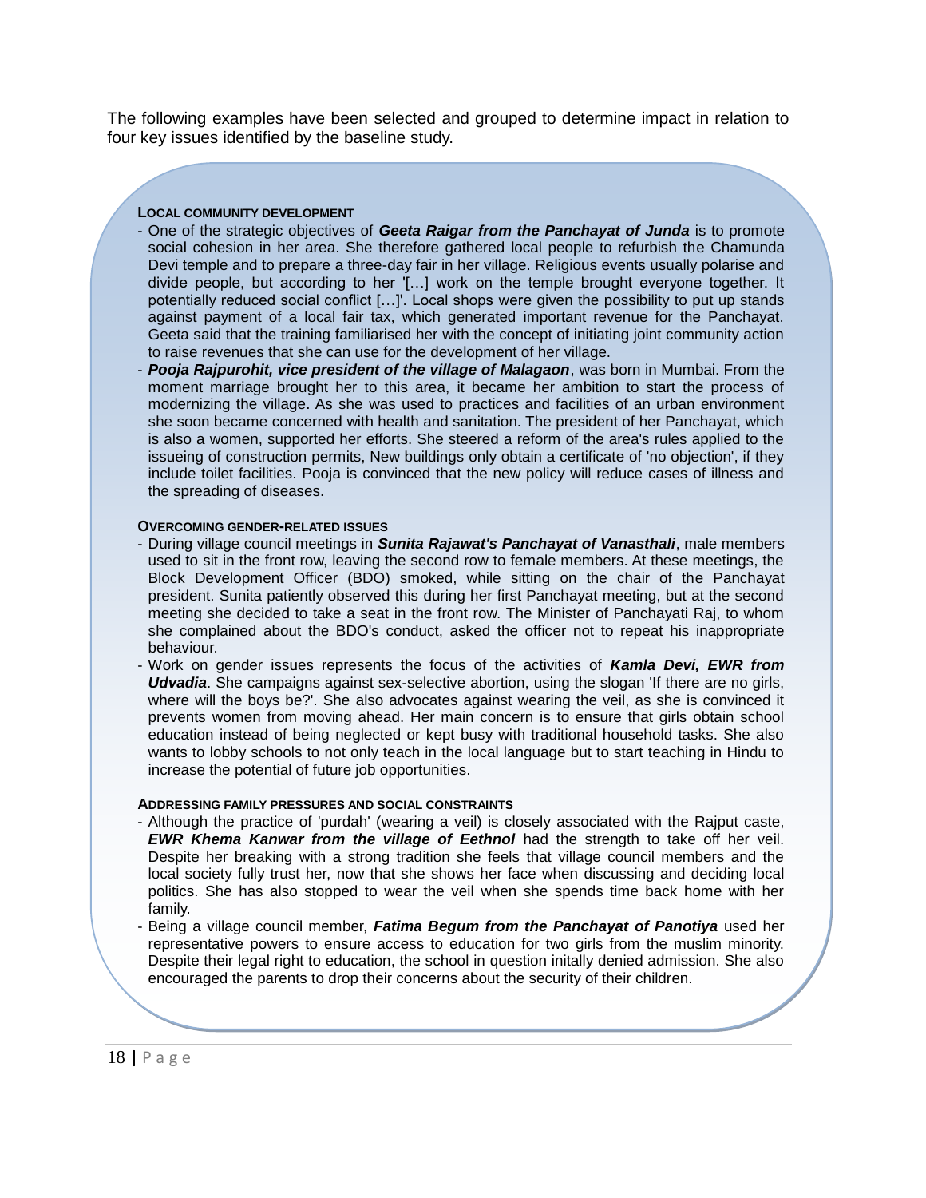The following examples have been selected and grouped to determine impact in relation to four key issues identified by the baseline study.

### LOCAL COMMUNITY DEVELOPMENT

- One of the strategic objectives of ***Geeta Raigar from the Panchayat of Junda*** is to promote social cohesion in her area. She therefore gathered local people to refurbish the Chamunda Devi temple and to prepare a three-day fair in her village. Religious events usually polarise and divide people, but according to her '[…] work on the temple brought everyone together. It potentially reduced social conflict […]'. Local shops were given the possibility to put up stands against payment of a local fair tax, which generated important revenue for the Panchayat. Geeta said that the training familiarised her with the concept of initiating joint community action to raise revenues that she can use for the development of her village.
- ***Pooja Rajpurohit, vice president of the village of Malagaon***, was born in Mumbai. From the moment marriage brought her to this area, it became her ambition to start the process of modernizing the village. As she was used to practices and facilities of an urban environment she soon became concerned with health and sanitation. The president of her Panchayat, which is also a women, supported her efforts. She steered a reform of the area's rules applied to the issueing of construction permits, New buildings only obtain a certificate of 'no objection', if they include toilet facilities. Pooja is convinced that the new policy will reduce cases of illness and the spreading of diseases.

### OVERCOMING GENDER-RELATED ISSUES

- During village council meetings in ***Sunita Rajawat's Panchayat of Vanasthali***, male members used to sit in the front row, leaving the second row to female members. At these meetings, the Block Development Officer (BDO) smoked, while sitting on the chair of the Panchayat president. Sunita patiently observed this during her first Panchayat meeting, but at the second meeting she decided to take a seat in the front row. The Minister of Panchayati Raj, to whom she complained about the BDO's conduct, asked the officer not to repeat his inappropriate behaviour.
- Work on gender issues represents the focus of the activities of ***Kamla Devi, EWR from Udvadia***. She campaigns against sex-selective abortion, using the slogan 'If there are no girls, where will the boys be?'. She also advocates against wearing the veil, as she is convinced it prevents women from moving ahead. Her main concern is to ensure that girls obtain school education instead of being neglected or kept busy with traditional household tasks. She also wants to lobby schools to not only teach in the local language but to start teaching in Hindu to increase the potential of future job opportunities.

### ADDRESSING FAMILY PRESSURES AND SOCIAL CONSTRAINTS

- Although the practice of 'purdah' (wearing a veil) is closely associated with the Rajput caste, ***EWR Khema Kanwar from the village of Eethnol*** had the strength to take off her veil. Despite her breaking with a strong tradition she feels that village council members and the local society fully trust her, now that she shows her face when discussing and deciding local politics. She has also stopped to wear the veil when she spends time back home with her family.
- Being a village council member, ***Fatima Begum from the Panchayat of Panotiya*** used her representative powers to ensure access to education for two girls from the muslim minority. Despite their legal right to education, the school in question initally denied admission. She also encouraged the parents to drop their concerns about the security of their children.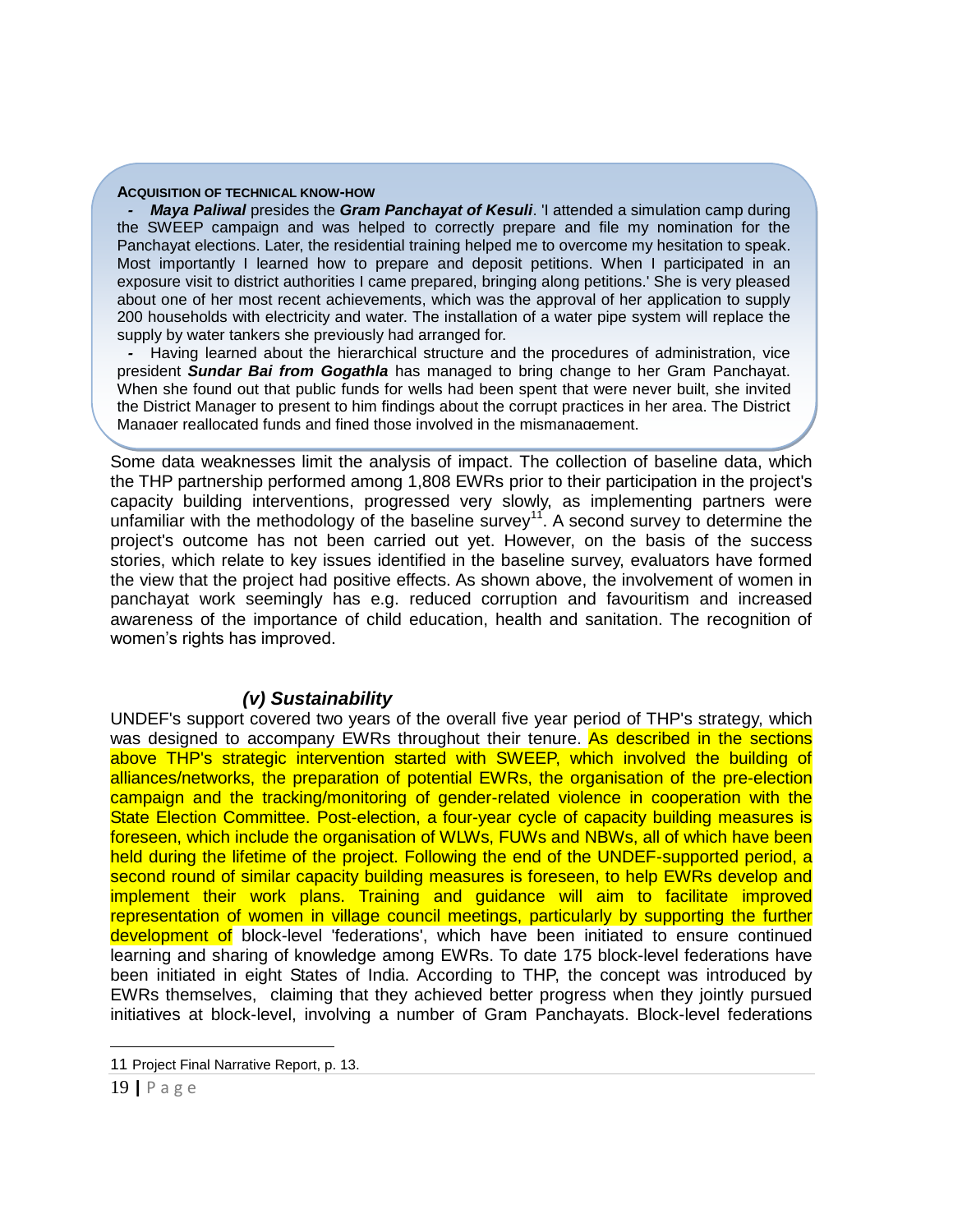**ACQUISITION OF TECHNICAL KNOW-HOW**

- ***Maya Paliwal*** presides the ***Gram Panchayat of Kesuli***. 'I attended a simulation camp during the SWEEP campaign and was helped to correctly prepare and file my nomination for the Panchayat elections. Later, the residential training helped me to overcome my hesitation to speak. Most importantly I learned how to prepare and deposit petitions. When I participated in an exposure visit to district authorities I came prepared, bringing along petitions.' She is very pleased about one of her most recent achievements, which was the approval of her application to supply 200 households with electricity and water. The installation of a water pipe system will replace the supply by water tankers she previously had arranged for.
- Having learned about the hierarchical structure and the procedures of administration, vice president ***Sundar Bai from Gogathla*** has managed to bring change to her Gram Panchayat. When she found out that public funds for wells had been spent that were never built, she invited the District Manager to present to him findings about the corrupt practices in her area. The District Manager reallocated funds and fined those involved in the mismanagement.

Some data weaknesses limit the analysis of impact. The collection of baseline data, which the THP partnership performed among 1,808 EWRs prior to their participation in the project's capacity building interventions, progressed very slowly, as implementing partners were unfamiliar with the methodology of the baseline survey[11]. A second survey to determine the project's outcome has not been carried out yet. However, on the basis of the success stories, which relate to key issues identified in the baseline survey, evaluators have formed the view that the project had positive effects. As shown above, the involvement of women in panchayat work seemingly has e.g. reduced corruption and favouritism and increased awareness of the importance of child education, health and sanitation. The recognition of women's rights has improved.

### *(v) Sustainability*

UNDEF's support covered two years of the overall five year period of THP's strategy, which was designed to accompany EWRs throughout their tenure. As described in the sections above THP's strategic intervention started with SWEEP, which involved the building of alliances/networks, the preparation of potential EWRs, the organisation of the pre-election campaign and the tracking/monitoring of gender-related violence in cooperation with the State Election Committee. Post-election, a four-year cycle of capacity building measures is foreseen, which include the organisation of WLWs, FUWs and NBWs, all of which have been held during the lifetime of the project. Following the end of the UNDEF-supported period, a second round of similar capacity building measures is foreseen, to help EWRs develop and implement their work plans. Training and guidance will aim to facilitate improved representation of women in village council meetings, particularly by supporting the further development of block-level 'federations', which have been initiated to ensure continued learning and sharing of knowledge among EWRs. To date 175 block-level federations have been initiated in eight States of India. According to THP, the concept was introduced by EWRs themselves, claiming that they achieved better progress when they jointly pursued initiatives at block-level, involving a number of Gram Panchayats. Block-level federations

---

11 Project Final Narrative Report, p. 13.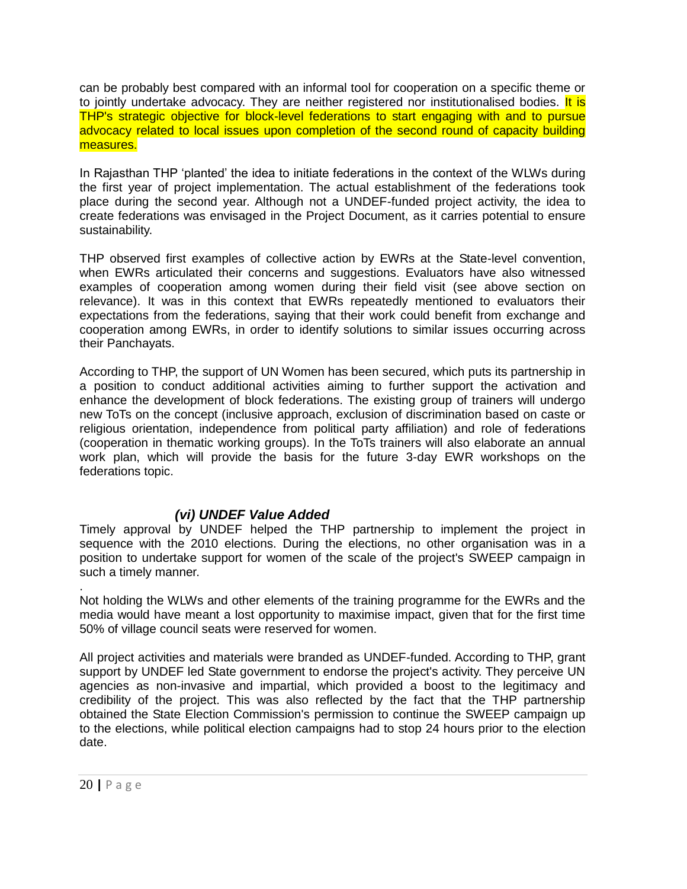can be probably best compared with an informal tool for cooperation on a specific theme or to jointly undertake advocacy. They are neither registered nor institutionalised bodies. It is THP's strategic objective for block-level federations to start engaging with and to pursue advocacy related to local issues upon completion of the second round of capacity building measures.

In Rajasthan THP 'planted' the idea to initiate federations in the context of the WLWs during the first year of project implementation. The actual establishment of the federations took place during the second year. Although not a UNDEF-funded project activity, the idea to create federations was envisaged in the Project Document, as it carries potential to ensure sustainability.

THP observed first examples of collective action by EWRs at the State-level convention, when EWRs articulated their concerns and suggestions. Evaluators have also witnessed examples of cooperation among women during their field visit (see above section on relevance). It was in this context that EWRs repeatedly mentioned to evaluators their expectations from the federations, saying that their work could benefit from exchange and cooperation among EWRs, in order to identify solutions to similar issues occurring across their Panchayats.

According to THP, the support of UN Women has been secured, which puts its partnership in a position to conduct additional activities aiming to further support the activation and enhance the development of block federations. The existing group of trainers will undergo new ToTs on the concept (inclusive approach, exclusion of discrimination based on caste or religious orientation, independence from political party affiliation) and role of federations (cooperation in thematic working groups). In the ToTs trainers will also elaborate an annual work plan, which will provide the basis for the future 3-day EWR workshops on the federations topic.

### *(vi) UNDEF Value Added*

Timely approval by UNDEF helped the THP partnership to implement the project in sequence with the 2010 elections. During the elections, no other organisation was in a position to undertake support for women of the scale of the project's SWEEP campaign in such a timely manner.

.
Not holding the WLWs and other elements of the training programme for the EWRs and the media would have meant a lost opportunity to maximise impact, given that for the first time 50% of village council seats were reserved for women.

All project activities and materials were branded as UNDEF-funded. According to THP, grant support by UNDEF led State government to endorse the project's activity. They perceive UN agencies as non-invasive and impartial, which provided a boost to the legitimacy and credibility of the project. This was also reflected by the fact that the THP partnership obtained the State Election Commission's permission to continue the SWEEP campaign up to the elections, while political election campaigns had to stop 24 hours prior to the election date.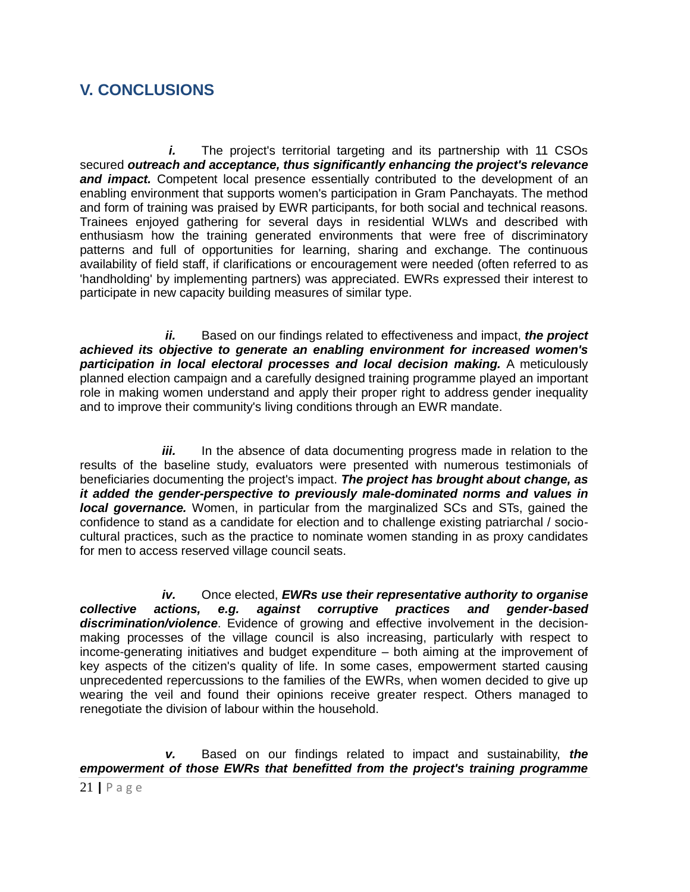## V. CONCLUSIONS

***i.*** The project's territorial targeting and its partnership with 11 CSOs secured ***outreach and acceptance, thus significantly enhancing the project's relevance and impact.*** Competent local presence essentially contributed to the development of an enabling environment that supports women's participation in Gram Panchayats. The method and form of training was praised by EWR participants, for both social and technical reasons. Trainees enjoyed gathering for several days in residential WLWs and described with enthusiasm how the training generated environments that were free of discriminatory patterns and full of opportunities for learning, sharing and exchange. The continuous availability of field staff, if clarifications or encouragement were needed (often referred to as 'handholding' by implementing partners) was appreciated. EWRs expressed their interest to participate in new capacity building measures of similar type.

***ii.*** Based on our findings related to effectiveness and impact, ***the project achieved its objective to generate an enabling environment for increased women's participation in local electoral processes and local decision making.*** A meticulously planned election campaign and a carefully designed training programme played an important role in making women understand and apply their proper right to address gender inequality and to improve their community's living conditions through an EWR mandate.

***iii.*** In the absence of data documenting progress made in relation to the results of the baseline study, evaluators were presented with numerous testimonials of beneficiaries documenting the project's impact. ***The project has brought about change, as it added the gender-perspective to previously male-dominated norms and values in local governance.*** Women, in particular from the marginalized SCs and STs, gained the confidence to stand as a candidate for election and to challenge existing patriarchal / socio-cultural practices, such as the practice to nominate women standing in as proxy candidates for men to access reserved village council seats.

***iv.*** Once elected, ***EWRs use their representative authority to organise collective actions, e.g. against corruptive practices and gender-based discrimination/violence***. Evidence of growing and effective involvement in the decision-making processes of the village council is also increasing, particularly with respect to income-generating initiatives and budget expenditure – both aiming at the improvement of key aspects of the citizen's quality of life. In some cases, empowerment started causing unprecedented repercussions to the families of the EWRs, when women decided to give up wearing the veil and found their opinions receive greater respect. Others managed to renegotiate the division of labour within the household.

***v.*** Based on our findings related to impact and sustainability, ***the empowerment of those EWRs that benefitted from the project's training programme***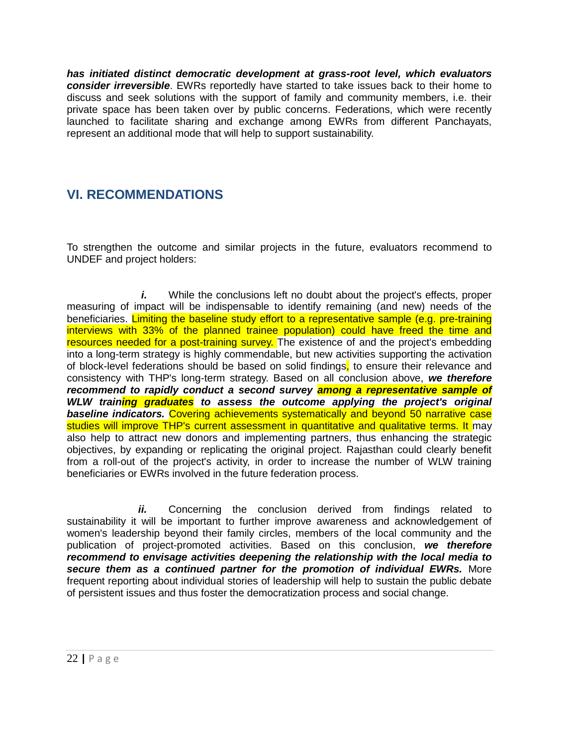***has initiated distinct democratic development at grass-root level, which evaluators consider irreversible***. EWRs reportedly have started to take issues back to their home to discuss and seek solutions with the support of family and community members, i.e. their private space has been taken over by public concerns. Federations, which were recently launched to facilitate sharing and exchange among EWRs from different Panchayats, represent an additional mode that will help to support sustainability.

## VI. RECOMMENDATIONS

To strengthen the outcome and similar projects in the future, evaluators recommend to UNDEF and project holders:

***i.*** While the conclusions left no doubt about the project's effects, proper measuring of impact will be indispensable to identify remaining (and new) needs of the beneficiaries. Limiting the baseline study effort to a representative sample (e.g. pre-training interviews with 33% of the planned trainee population) could have freed the time and resources needed for a post-training survey. The existence of and the project's embedding into a long-term strategy is highly commendable, but new activities supporting the activation of block-level federations should be based on solid findings, to ensure their relevance and consistency with THP's long-term strategy. Based on all conclusion above, ***we therefore recommend to rapidly conduct a second survey among a representative sample of WLW training graduates to assess the outcome applying the project's original baseline indicators.*** Covering achievements systematically and beyond 50 narrative case studies will improve THP's current assessment in quantitative and qualitative terms. It may also help to attract new donors and implementing partners, thus enhancing the strategic objectives, by expanding or replicating the original project. Rajasthan could clearly benefit from a roll-out of the project's activity, in order to increase the number of WLW training beneficiaries or EWRs involved in the future federation process.

***ii.*** Concerning the conclusion derived from findings related to sustainability it will be important to further improve awareness and acknowledgement of women's leadership beyond their family circles, members of the local community and the publication of project-promoted activities. Based on this conclusion, ***we therefore recommend to envisage activities deepening the relationship with the local media to secure them as a continued partner for the promotion of individual EWRs.*** More frequent reporting about individual stories of leadership will help to sustain the public debate of persistent issues and thus foster the democratization process and social change.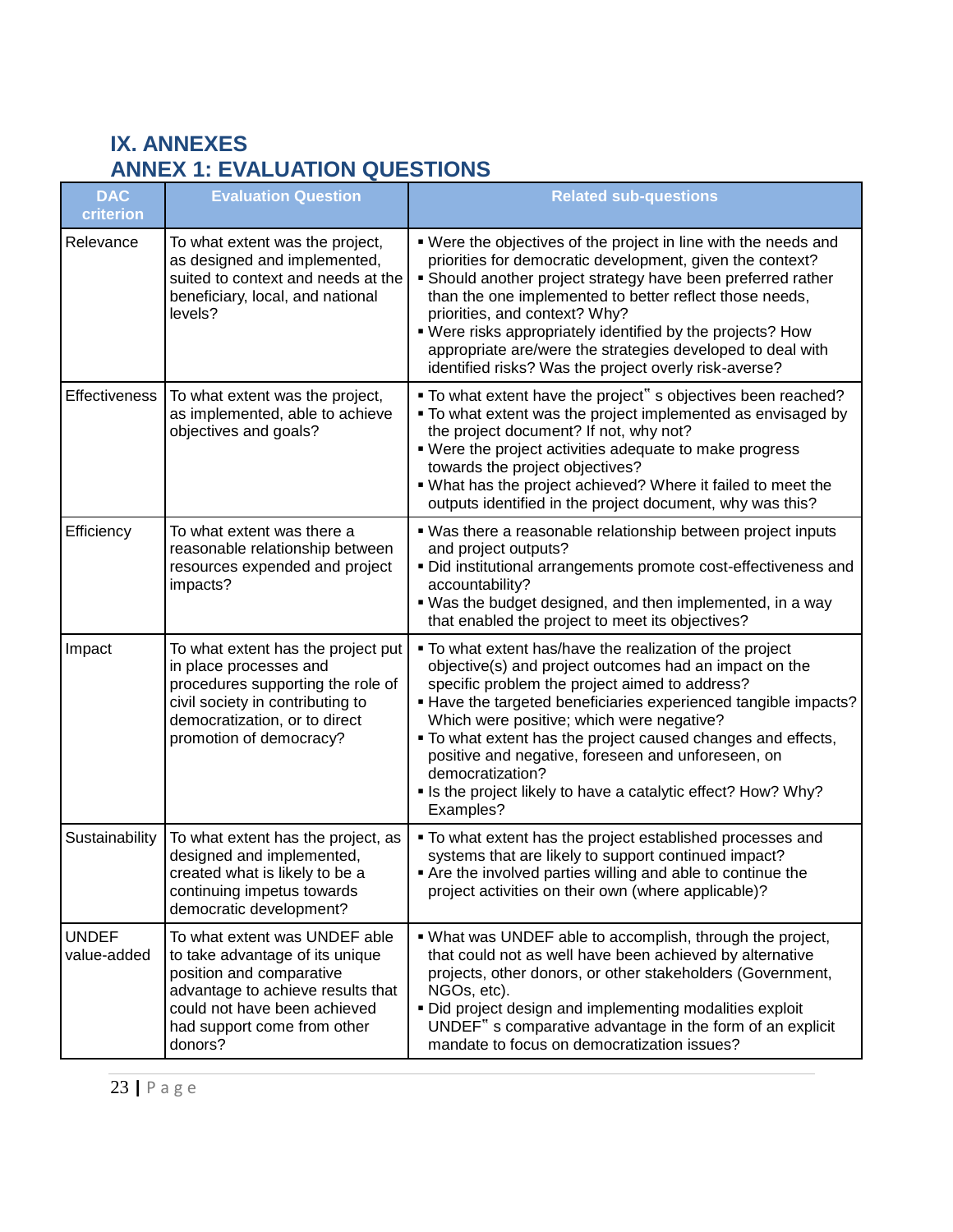# IX. ANNEXES

## ANNEX 1: EVALUATION QUESTIONS

| DAC criterion | Evaluation Question | Related sub-questions |
|---|---|---|
| Relevance | To what extent was the project, as designed and implemented, suited to context and needs at the beneficiary, local, and national levels? | ▪ Were the objectives of the project in line with the needs and priorities for democratic development, given the context?<br>▪ Should another project strategy have been preferred rather than the one implemented to better reflect those needs, priorities, and context? Why?<br>▪ Were risks appropriately identified by the projects? How appropriate are/were the strategies developed to deal with identified risks? Was the project overly risk-averse? |
| Effectiveness | To what extent was the project, as implemented, able to achieve objectives and goals? | ▪ To what extent have the project" s objectives been reached?<br>▪ To what extent was the project implemented as envisaged by the project document? If not, why not?<br>▪ Were the project activities adequate to make progress towards the project objectives?<br>▪ What has the project achieved? Where it failed to meet the outputs identified in the project document, why was this? |
| Efficiency | To what extent was there a reasonable relationship between resources expended and project impacts? | ▪ Was there a reasonable relationship between project inputs and project outputs?<br>▪ Did institutional arrangements promote cost-effectiveness and accountability?<br>▪ Was the budget designed, and then implemented, in a way that enabled the project to meet its objectives? |
| Impact | To what extent has the project put in place processes and procedures supporting the role of civil society in contributing to democratization, or to direct promotion of democracy? | ▪ To what extent has/have the realization of the project objective(s) and project outcomes had an impact on the specific problem the project aimed to address?<br>▪ Have the targeted beneficiaries experienced tangible impacts? Which were positive; which were negative?<br>▪ To what extent has the project caused changes and effects, positive and negative, foreseen and unforeseen, on democratization?<br>▪ Is the project likely to have a catalytic effect? How? Why? Examples? |
| Sustainability | To what extent has the project, as designed and implemented, created what is likely to be a continuing impetus towards democratic development? | ▪ To what extent has the project established processes and systems that are likely to support continued impact?<br>▪ Are the involved parties willing and able to continue the project activities on their own (where applicable)? |
| UNDEF value-added | To what extent was UNDEF able to take advantage of its unique position and comparative advantage to achieve results that could not have been achieved had support come from other donors? | ▪ What was UNDEF able to accomplish, through the project, that could not as well have been achieved by alternative projects, other donors, or other stakeholders (Government, NGOs, etc).<br>▪ Did project design and implementing modalities exploit UNDEF" s comparative advantage in the form of an explicit mandate to focus on democratization issues? |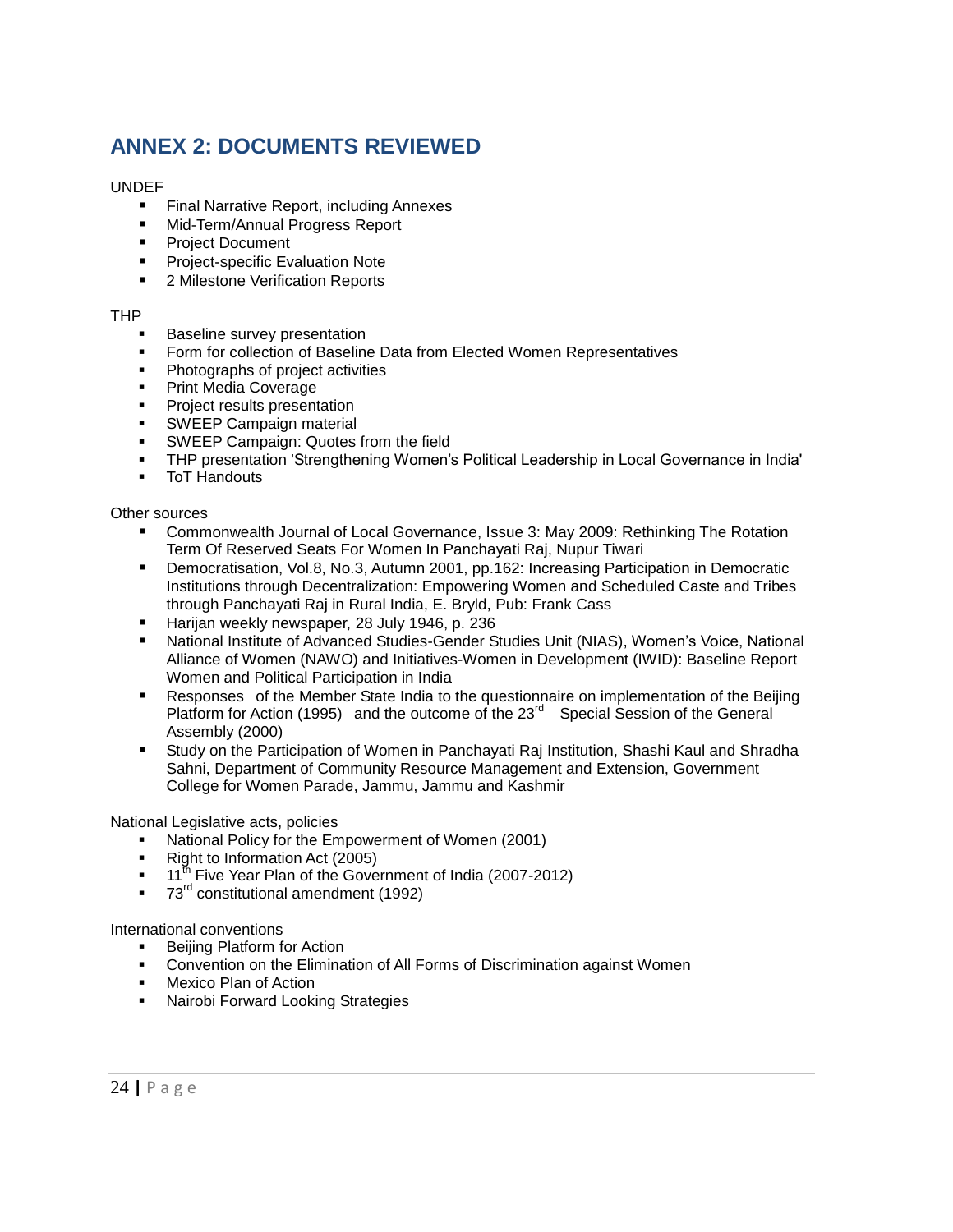## ANNEX 2: DOCUMENTS REVIEWED

UNDEF

- Final Narrative Report, including Annexes
- Mid-Term/Annual Progress Report
- Project Document
- Project-specific Evaluation Note
- 2 Milestone Verification Reports

THP

- Baseline survey presentation
- Form for collection of Baseline Data from Elected Women Representatives
- Photographs of project activities
- Print Media Coverage
- Project results presentation
- SWEEP Campaign material
- SWEEP Campaign: Quotes from the field
- THP presentation 'Strengthening Women's Political Leadership in Local Governance in India'
- ToT Handouts

Other sources

- Commonwealth Journal of Local Governance, Issue 3: May 2009: Rethinking The Rotation Term Of Reserved Seats For Women In Panchayati Raj, Nupur Tiwari
- Democratisation, Vol.8, No.3, Autumn 2001, pp.162: Increasing Participation in Democratic Institutions through Decentralization: Empowering Women and Scheduled Caste and Tribes through Panchayati Raj in Rural India, E. Bryld, Pub: Frank Cass
- Harijan weekly newspaper, 28 July 1946, p. 236
- National Institute of Advanced Studies-Gender Studies Unit (NIAS), Women's Voice, National Alliance of Women (NAWO) and Initiatives-Women in Development (IWID): Baseline Report Women and Political Participation in India
- Responses of the Member State India to the questionnaire on implementation of the Beijing Platform for Action (1995) and the outcome of the 23rd Special Session of the General Assembly (2000)
- Study on the Participation of Women in Panchayati Raj Institution, Shashi Kaul and Shradha Sahni, Department of Community Resource Management and Extension, Government College for Women Parade, Jammu, Jammu and Kashmir

National Legislative acts, policies

- National Policy for the Empowerment of Women (2001)
- Right to Information Act (2005)
- 11th Five Year Plan of the Government of India (2007-2012)
- 73rd constitutional amendment (1992)

International conventions

- Beijing Platform for Action
- Convention on the Elimination of All Forms of Discrimination against Women
- Mexico Plan of Action
- Nairobi Forward Looking Strategies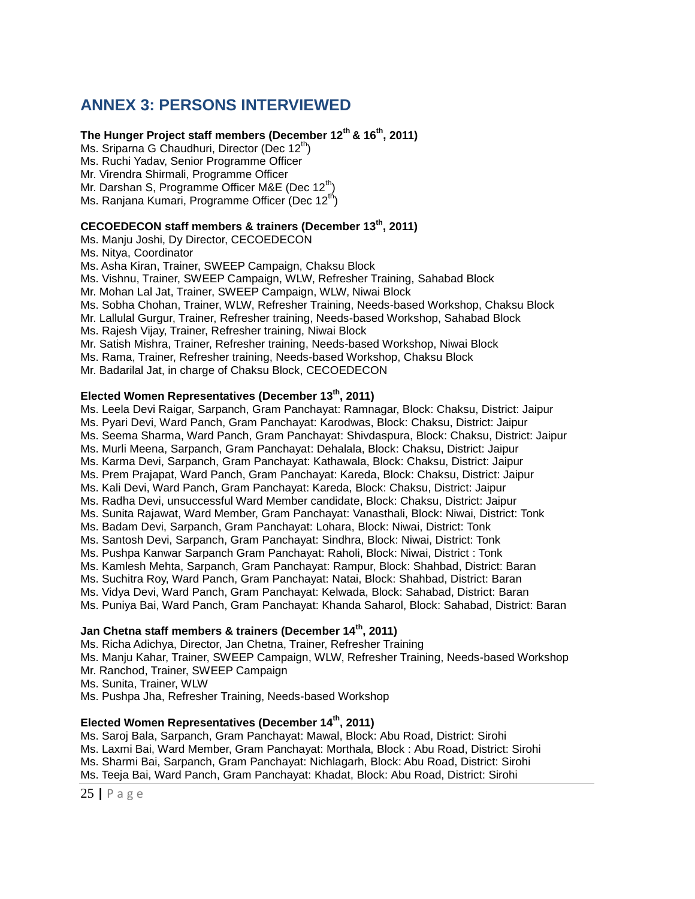## ANNEX 3: PERSONS INTERVIEWED

**The Hunger Project staff members (December 12th & 16th, 2011)**

Ms. Sriparna G Chaudhuri, Director (Dec 12th)
Ms. Ruchi Yadav, Senior Programme Officer
Mr. Virendra Shirmali, Programme Officer
Mr. Darshan S, Programme Officer M&E (Dec 12th)
Ms. Ranjana Kumari, Programme Officer (Dec 12th)

**CECOEDECON staff members & trainers (December 13th, 2011)**

Ms. Manju Joshi, Dy Director, CECOEDECON
Ms. Nitya, Coordinator
Ms. Asha Kiran, Trainer, SWEEP Campaign, Chaksu Block
Ms. Vishnu, Trainer, SWEEP Campaign, WLW, Refresher Training, Sahabad Block
Mr. Mohan Lal Jat, Trainer, SWEEP Campaign, WLW, Niwai Block
Ms. Sobha Chohan, Trainer, WLW, Refresher Training, Needs-based Workshop, Chaksu Block
Mr. Lallulal Gurgur, Trainer, Refresher training, Needs-based Workshop, Sahabad Block
Ms. Rajesh Vijay, Trainer, Refresher training, Niwai Block
Mr. Satish Mishra, Trainer, Refresher training, Needs-based Workshop, Niwai Block
Ms. Rama, Trainer, Refresher training, Needs-based Workshop, Chaksu Block
Mr. Badarilal Jat, in charge of Chaksu Block, CECOEDECON

**Elected Women Representatives (December 13th, 2011)**

Ms. Leela Devi Raigar, Sarpanch, Gram Panchayat: Ramnagar, Block: Chaksu, District: Jaipur
Ms. Pyari Devi, Ward Panch, Gram Panchayat: Karodwas, Block: Chaksu, District: Jaipur
Ms. Seema Sharma, Ward Panch, Gram Panchayat: Shivdaspura, Block: Chaksu, District: Jaipur
Ms. Murli Meena, Sarpanch, Gram Panchayat: Dehalala, Block: Chaksu, District: Jaipur
Ms. Karma Devi, Sarpanch, Gram Panchayat: Kathawala, Block: Chaksu, District: Jaipur
Ms. Prem Prajapat, Ward Panch, Gram Panchayat: Kareda, Block: Chaksu, District: Jaipur
Ms. Kali Devi, Ward Panch, Gram Panchayat: Kareda, Block: Chaksu, District: Jaipur
Ms. Radha Devi, unsuccessful Ward Member candidate, Block: Chaksu, District: Jaipur
Ms. Sunita Rajawat, Ward Member, Gram Panchayat: Vanasthali, Block: Niwai, District: Tonk
Ms. Badam Devi, Sarpanch, Gram Panchayat: Lohara, Block: Niwai, District: Tonk
Ms. Santosh Devi, Sarpanch, Gram Panchayat: Sindhra, Block: Niwai, District: Tonk
Ms. Pushpa Kanwar Sarpanch Gram Panchayat: Raholi, Block: Niwai, District : Tonk
Ms. Kamlesh Mehta, Sarpanch, Gram Panchayat: Rampur, Block: Shahbad, District: Baran
Ms. Suchitra Roy, Ward Panch, Gram Panchayat: Natai, Block: Shahbad, District: Baran
Ms. Vidya Devi, Ward Panch, Gram Panchayat: Kelwada, Block: Sahabad, District: Baran
Ms. Puniya Bai, Ward Panch, Gram Panchayat: Khanda Saharol, Block: Sahabad, District: Baran

**Jan Chetna staff members & trainers (December 14th, 2011)**

Ms. Richa Adichya, Director, Jan Chetna, Trainer, Refresher Training
Ms. Manju Kahar, Trainer, SWEEP Campaign, WLW, Refresher Training, Needs-based Workshop
Mr. Ranchod, Trainer, SWEEP Campaign
Ms. Sunita, Trainer, WLW
Ms. Pushpa Jha, Refresher Training, Needs-based Workshop

**Elected Women Representatives (December 14th, 2011)**

Ms. Saroj Bala, Sarpanch, Gram Panchayat: Mawal, Block: Abu Road, District: Sirohi
Ms. Laxmi Bai, Ward Member, Gram Panchayat: Morthala, Block : Abu Road, District: Sirohi
Ms. Sharmi Bai, Sarpanch, Gram Panchayat: Nichlagarh, Block: Abu Road, District: Sirohi
Ms. Teeja Bai, Ward Panch, Gram Panchayat: Khadat, Block: Abu Road, District: Sirohi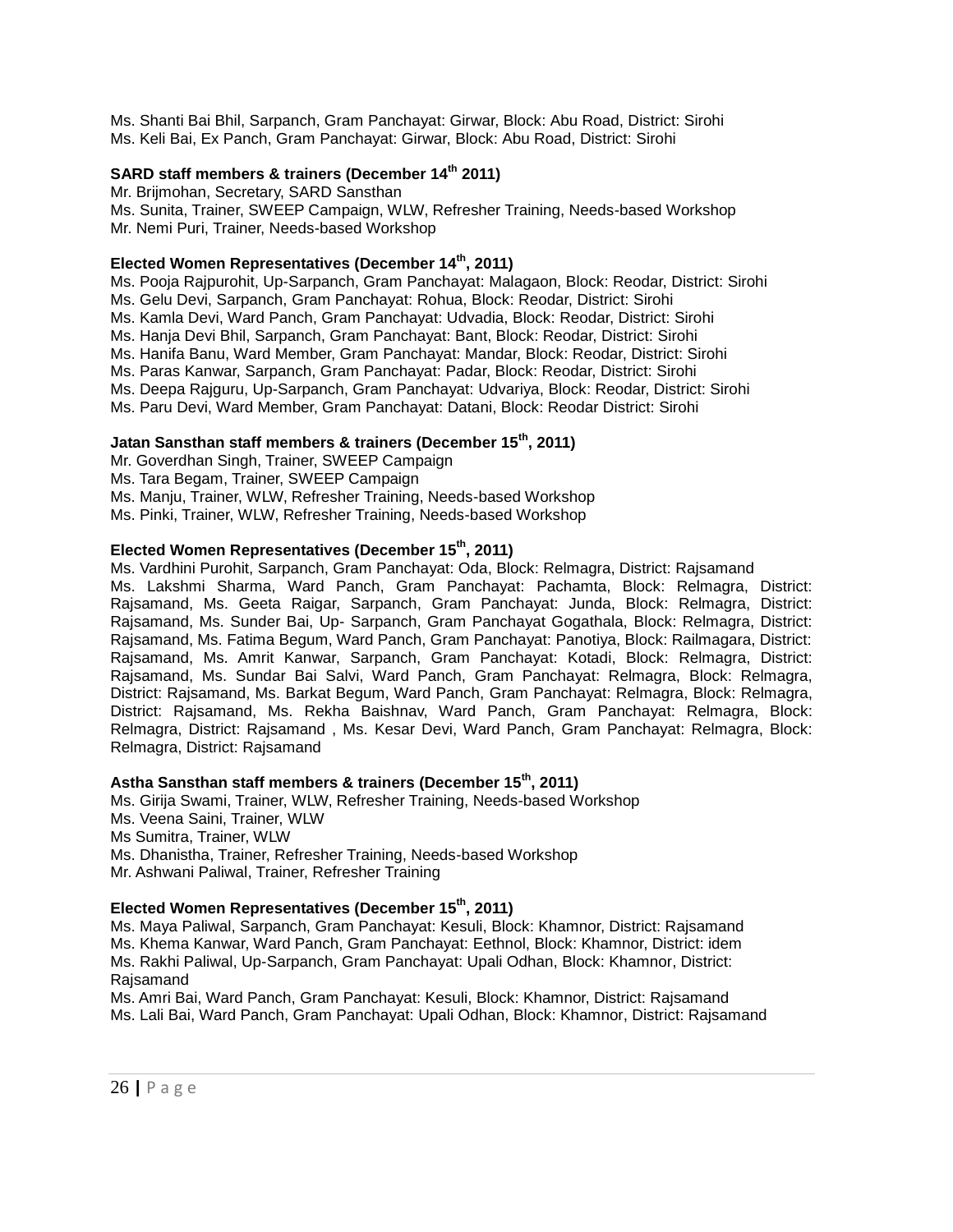Ms. Shanti Bai Bhil, Sarpanch, Gram Panchayat: Girwar, Block: Abu Road, District: Sirohi
Ms. Keli Bai, Ex Panch, Gram Panchayat: Girwar, Block: Abu Road, District: Sirohi

**SARD staff members & trainers (December 14th 2011)**

Mr. Brijmohan, Secretary, SARD Sansthan
Ms. Sunita, Trainer, SWEEP Campaign, WLW, Refresher Training, Needs-based Workshop
Mr. Nemi Puri, Trainer, Needs-based Workshop

**Elected Women Representatives (December 14th, 2011)**

Ms. Pooja Rajpurohit, Up-Sarpanch, Gram Panchayat: Malagaon, Block: Reodar, District: Sirohi
Ms. Gelu Devi, Sarpanch, Gram Panchayat: Rohua, Block: Reodar, District: Sirohi
Ms. Kamla Devi, Ward Panch, Gram Panchayat: Udvadia, Block: Reodar, District: Sirohi
Ms. Hanja Devi Bhil, Sarpanch, Gram Panchayat: Bant, Block: Reodar, District: Sirohi
Ms. Hanifa Banu, Ward Member, Gram Panchayat: Mandar, Block: Reodar, District: Sirohi
Ms. Paras Kanwar, Sarpanch, Gram Panchayat: Padar, Block: Reodar, District: Sirohi
Ms. Deepa Rajguru, Up-Sarpanch, Gram Panchayat: Udvariya, Block: Reodar, District: Sirohi
Ms. Paru Devi, Ward Member, Gram Panchayat: Datani, Block: Reodar District: Sirohi

**Jatan Sansthan staff members & trainers (December 15th, 2011)**

Mr. Goverdhan Singh, Trainer, SWEEP Campaign
Ms. Tara Begam, Trainer, SWEEP Campaign
Ms. Manju, Trainer, WLW, Refresher Training, Needs-based Workshop
Ms. Pinki, Trainer, WLW, Refresher Training, Needs-based Workshop

**Elected Women Representatives (December 15th, 2011)**

Ms. Vardhini Purohit, Sarpanch, Gram Panchayat: Oda, Block: Relmagra, District: Rajsamand
Ms. Lakshmi Sharma, Ward Panch, Gram Panchayat: Pachamta, Block: Relmagra, District: Rajsamand, Ms. Geeta Raigar, Sarpanch, Gram Panchayat: Junda, Block: Relmagra, District: Rajsamand, Ms. Sunder Bai, Up- Sarpanch, Gram Panchayat Gogathala, Block: Relmagra, District: Rajsamand, Ms. Fatima Begum, Ward Panch, Gram Panchayat: Panotiya, Block: Railmagara, District: Rajsamand, Ms. Amrit Kanwar, Sarpanch, Gram Panchayat: Kotadi, Block: Relmagra, District: Rajsamand, Ms. Sundar Bai Salvi, Ward Panch, Gram Panchayat: Relmagra, Block: Relmagra, District: Rajsamand, Ms. Barkat Begum, Ward Panch, Gram Panchayat: Relmagra, Block: Relmagra, District: Rajsamand, Ms. Rekha Baishnav, Ward Panch, Gram Panchayat: Relmagra, Block: Relmagra, District: Rajsamand , Ms. Kesar Devi, Ward Panch, Gram Panchayat: Relmagra, Block: Relmagra, District: Rajsamand

**Astha Sansthan staff members & trainers (December 15th, 2011)**

Ms. Girija Swami, Trainer, WLW, Refresher Training, Needs-based Workshop
Ms. Veena Saini, Trainer, WLW
Ms Sumitra, Trainer, WLW
Ms. Dhanistha, Trainer, Refresher Training, Needs-based Workshop
Mr. Ashwani Paliwal, Trainer, Refresher Training

**Elected Women Representatives (December 15th, 2011)**

Ms. Maya Paliwal, Sarpanch, Gram Panchayat: Kesuli, Block: Khamnor, District: Rajsamand
Ms. Khema Kanwar, Ward Panch, Gram Panchayat: Eethnol, Block: Khamnor, District: idem
Ms. Rakhi Paliwal, Up-Sarpanch, Gram Panchayat: Upali Odhan, Block: Khamnor, District: Rajsamand
Ms. Amri Bai, Ward Panch, Gram Panchayat: Kesuli, Block: Khamnor, District: Rajsamand
Ms. Lali Bai, Ward Panch, Gram Panchayat: Upali Odhan, Block: Khamnor, District: Rajsamand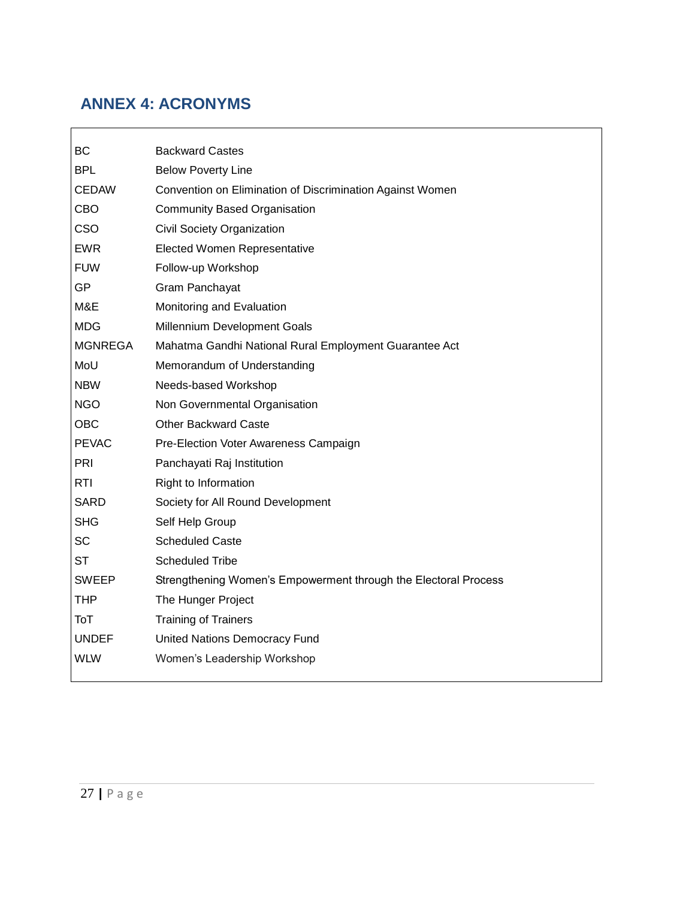## ANNEX 4: ACRONYMS

| | |
|---|---|
| BC | Backward Castes |
| BPL | Below Poverty Line |
| CEDAW | Convention on Elimination of Discrimination Against Women |
| CBO | Community Based Organisation |
| CSO | Civil Society Organization |
| EWR | Elected Women Representative |
| FUW | Follow-up Workshop |
| GP | Gram Panchayat |
| M&E | Monitoring and Evaluation |
| MDG | Millennium Development Goals |
| MGNREGA | Mahatma Gandhi National Rural Employment Guarantee Act |
| MoU | Memorandum of Understanding |
| NBW | Needs-based Workshop |
| NGO | Non Governmental Organisation |
| OBC | Other Backward Caste |
| PEVAC | Pre-Election Voter Awareness Campaign |
| PRI | Panchayati Raj Institution |
| RTI | Right to Information |
| SARD | Society for All Round Development |
| SHG | Self Help Group |
| SC | Scheduled Caste |
| ST | Scheduled Tribe |
| SWEEP | Strengthening Women's Empowerment through the Electoral Process |
| THP | The Hunger Project |
| ToT | Training of Trainers |
| UNDEF | United Nations Democracy Fund |
| WLW | Women's Leadership Workshop |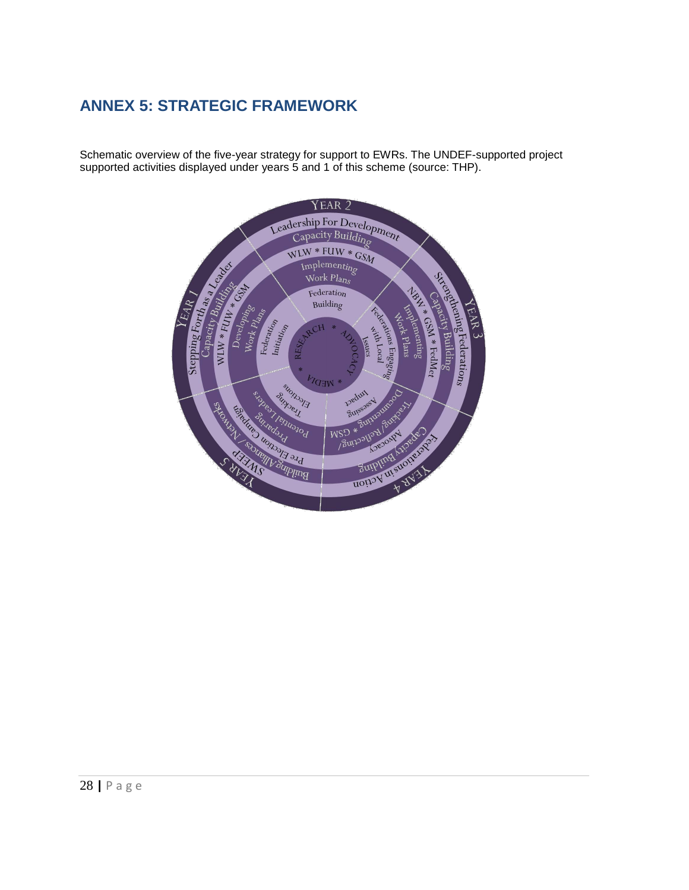## ANNEX 5: STRATEGIC FRAMEWORK

Schematic overview of the five-year strategy for support to EWRs. The UNDEF-supported project supported activities displayed under years 5 and 1 of this scheme (source: THP).

YEAR 2
Leadership For Development
Capacity Building
WLW * FUW * GSM
Implementing Work Plans
Federation Building

YEAR 3
Strengthening Federations
Capacity Building
NBW * GSM * FedMet
Implementing Work Plans
Federations Engaging with Local Issues

YEAR 4
Federations in Action
Capacity Building
Advocacy
Tracking/Reflecting/Documenting * GSM
Assessing Impact

YEAR 5
SWEEP
Networks / Building Alliances
Pre Election Campaign
Preparing Potential Leaders
Tracking Elections

YEAR 1
Stepping Forth as a Leader
Capacity Building
WLW * FUW * GSM
Developing Work Plans
Federation Initiation

RESEARCH * ADVOCACY * MEDIA *